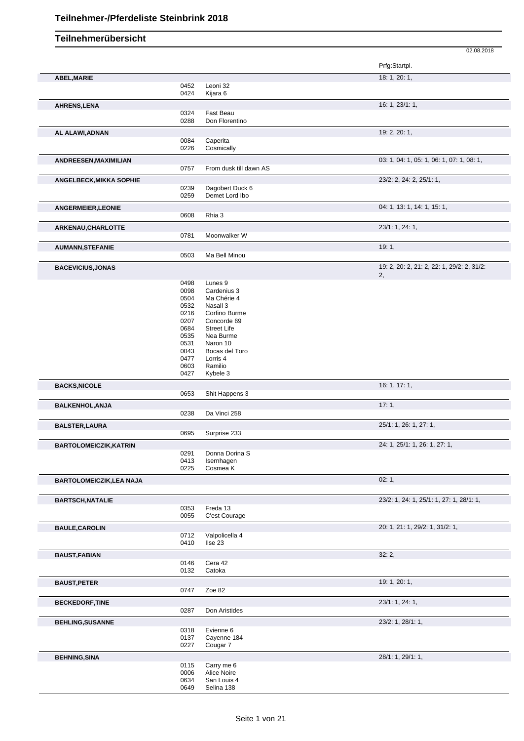# Teilnehmer-/Pferdeliste Steinbrink 2018

## Teilnehmerübersicht

02.08.2018

| Teilnehmer | Nr. | Pferd | Prfg:Startpl. |
|---|---|---|---|
| **ABEL,MARIE** | | | 18: 1, 20: 1, |
| | 0452 | Leoni 32 | |
| | 0424 | Kijara 6 | |
| **AHRENS,LENA** | | | 16: 1, 23/1: 1, |
| | 0324 | Fast Beau | |
| | 0288 | Don Florentino | |
| **AL ALAWI,ADNAN** | | | 19: 2, 20: 1, |
| | 0084 | Caperita | |
| | 0226 | Cosmically | |
| **ANDREESEN,MAXIMILIAN** | | | 03: 1, 04: 1, 05: 1, 06: 1, 07: 1, 08: 1, |
| | 0757 | From dusk till dawn AS | |
| **ANGELBECK,MIKKA SOPHIE** | | | 23/2: 2, 24: 2, 25/1: 1, |
| | 0239 | Dagobert Duck 6 | |
| | 0259 | Demet Lord Ibo | |
| **ANGERMEIER,LEONIE** | | | 04: 1, 13: 1, 14: 1, 15: 1, |
| | 0608 | Rhia 3 | |
| **ARKENAU,CHARLOTTE** | | | 23/1: 1, 24: 1, |
| | 0781 | Moonwalker W | |
| **AUMANN,STEFANIE** | | | 19: 1, |
| | 0503 | Ma Bell Minou | |
| **BACEVICIUS,JONAS** | | | 19: 2, 20: 2, 21: 2, 22: 1, 29/2: 2, 31/2: 2, |
| | 0498 | Lunes 9 | |
| | 0098 | Cardenius 3 | |
| | 0504 | Ma Chérie 4 | |
| | 0532 | Nasall 3 | |
| | 0216 | Corfino Burme | |
| | 0207 | Concorde 69 | |
| | 0684 | Street Life | |
| | 0535 | Nea Burme | |
| | 0531 | Naron 10 | |
| | 0043 | Bocas del Toro | |
| | 0477 | Lorris 4 | |
| | 0603 | Ramilio | |
| | 0427 | Kybele 3 | |
| **BACKS,NICOLE** | | | 16: 1, 17: 1, |
| | 0653 | Shit Happens 3 | |
| **BALKENHOL,ANJA** | | | 17: 1, |
| | 0238 | Da Vinci 258 | |
| **BALSTER,LAURA** | | | 25/1: 1, 26: 1, 27: 1, |
| | 0695 | Surprise 233 | |
| **BARTOLOMEICZIK,KATRIN** | | | 24: 1, 25/1: 1, 26: 1, 27: 1, |
| | 0291 | Donna Dorina S | |
| | 0413 | Isernhagen | |
| | 0225 | Cosmea K | |
| **BARTOLOMEICZIK,LEA NAJA** | | | 02: 1, |
| **BARTSCH,NATALIE** | | | 23/2: 1, 24: 1, 25/1: 1, 27: 1, 28/1: 1, |
| | 0353 | Freda 13 | |
| | 0055 | C'est Courage | |
| **BAULE,CAROLIN** | | | 20: 1, 21: 1, 29/2: 1, 31/2: 1, |
| | 0712 | Valpolicella 4 | |
| | 0410 | Ilse 23 | |
| **BAUST,FABIAN** | | | 32: 2, |
| | 0146 | Cera 42 | |
| | 0132 | Catoka | |
| **BAUST,PETER** | | | 19: 1, 20: 1, |
| | 0747 | Zoe 82 | |
| **BECKEDORF,TINE** | | | 23/1: 1, 24: 1, |
| | 0287 | Don Aristides | |
| **BEHLING,SUSANNE** | | | 23/2: 1, 28/1: 1, |
| | 0318 | Evienne 6 | |
| | 0137 | Cayenne 184 | |
| | 0227 | Cougar 7 | |
| **BEHNING,SINA** | | | 28/1: 1, 29/1: 1, |
| | 0115 | Carry me 6 | |
| | 0006 | Alice Noire | |
| | 0634 | San Louis 4 | |
| | 0649 | Selina 138 | |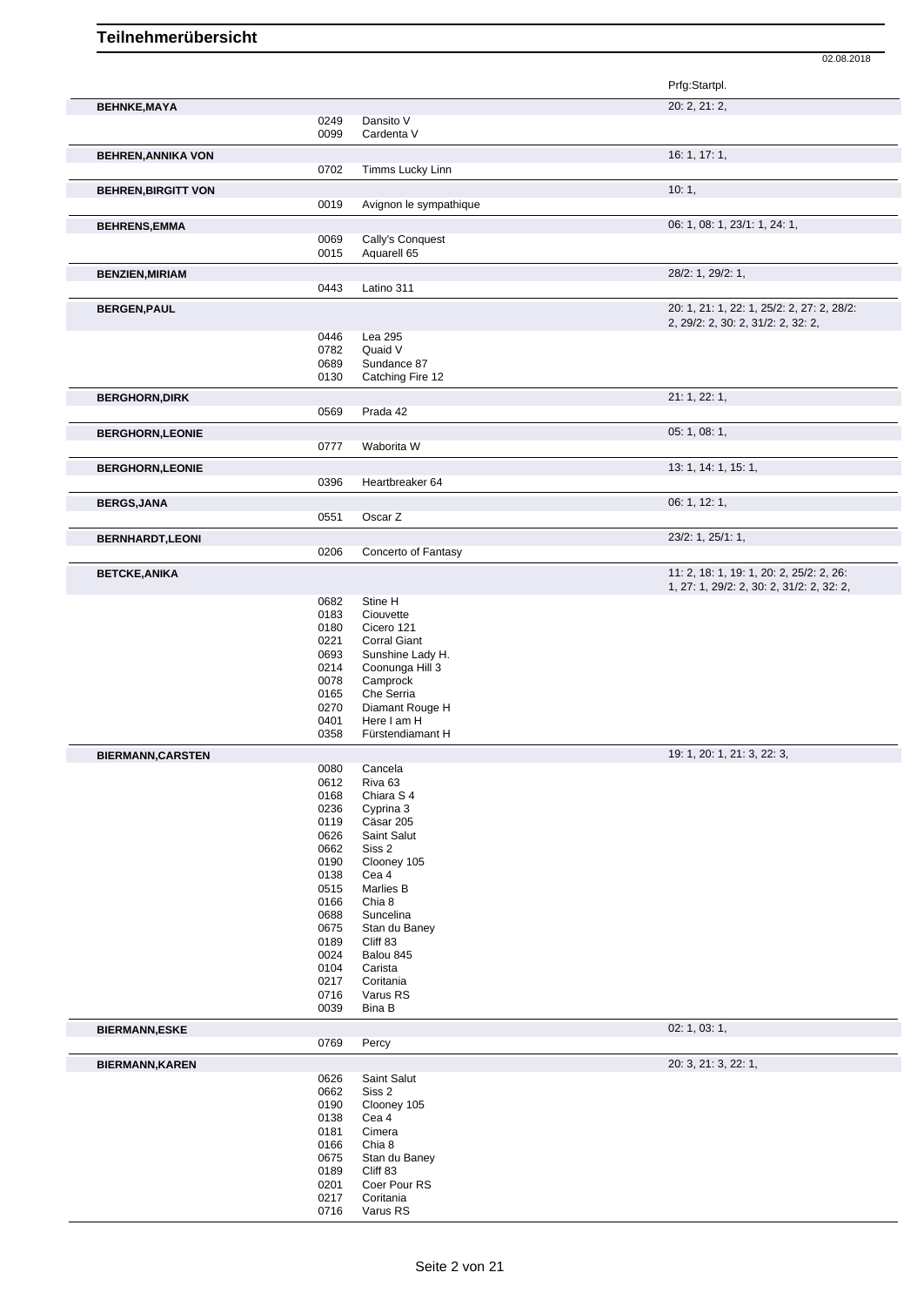# Teilnehmerübersicht

02.08.2018

| Name | Nr. | Pferd | Prfg:Startpl. |
|---|---|---|---|
| **BEHNKE,MAYA** | | | 20: 2, 21: 2, |
| | 0249 | Dansito V | |
| | 0099 | Cardenta V | |
| **BEHREN,ANNIKA VON** | | | 16: 1, 17: 1, |
| | 0702 | Timms Lucky Linn | |
| **BEHREN,BIRGITT VON** | | | 10: 1, |
| | 0019 | Avignon le sympathique | |
| **BEHRENS,EMMA** | | | 06: 1, 08: 1, 23/1: 1, 24: 1, |
| | 0069 | Cally's Conquest | |
| | 0015 | Aquarell 65 | |
| **BENZIEN,MIRIAM** | | | 28/2: 1, 29/2: 1, |
| | 0443 | Latino 311 | |
| **BERGEN,PAUL** | | | 20: 1, 21: 1, 22: 1, 25/2: 2, 27: 2, 28/2: 2, 29/2: 2, 30: 2, 31/2: 2, 32: 2, |
| | 0446 | Lea 295 | |
| | 0782 | Quaid V | |
| | 0689 | Sundance 87 | |
| | 0130 | Catching Fire 12 | |
| **BERGHORN,DIRK** | | | 21: 1, 22: 1, |
| | 0569 | Prada 42 | |
| **BERGHORN,LEONIE** | | | 05: 1, 08: 1, |
| | 0777 | Waborita W | |
| **BERGHORN,LEONIE** | | | 13: 1, 14: 1, 15: 1, |
| | 0396 | Heartbreaker 64 | |
| **BERGS,JANA** | | | 06: 1, 12: 1, |
| | 0551 | Oscar Z | |
| **BERNHARDT,LEONI** | | | 23/2: 1, 25/1: 1, |
| | 0206 | Concerto of Fantasy | |
| **BETCKE,ANIKA** | | | 11: 2, 18: 1, 19: 1, 20: 2, 25/2: 2, 26: 1, 27: 1, 29/2: 2, 30: 2, 31/2: 2, 32: 2, |
| | 0682 | Stine H | |
| | 0183 | Ciouvette | |
| | 0180 | Cicero 121 | |
| | 0221 | Corral Giant | |
| | 0693 | Sunshine Lady H. | |
| | 0214 | Coonunga Hill 3 | |
| | 0078 | Camprock | |
| | 0165 | Che Serria | |
| | 0270 | Diamant Rouge H | |
| | 0401 | Here I am H | |
| | 0358 | Fürstendiamant H | |
| **BIERMANN,CARSTEN** | | | 19: 1, 20: 1, 21: 3, 22: 3, |
| | 0080 | Cancela | |
| | 0612 | Riva 63 | |
| | 0168 | Chiara S 4 | |
| | 0236 | Cyprina 3 | |
| | 0119 | Cäsar 205 | |
| | 0626 | Saint Salut | |
| | 0662 | Siss 2 | |
| | 0190 | Clooney 105 | |
| | 0138 | Cea 4 | |
| | 0515 | Marlies B | |
| | 0166 | Chia 8 | |
| | 0688 | Suncelina | |
| | 0675 | Stan du Baney | |
| | 0189 | Cliff 83 | |
| | 0024 | Balou 845 | |
| | 0104 | Carista | |
| | 0217 | Coritania | |
| | 0716 | Varus RS | |
| | 0039 | Bina B | |
| **BIERMANN,ESKE** | | | 02: 1, 03: 1, |
| | 0769 | Percy | |
| **BIERMANN,KAREN** | | | 20: 3, 21: 3, 22: 1, |
| | 0626 | Saint Salut | |
| | 0662 | Siss 2 | |
| | 0190 | Clooney 105 | |
| | 0138 | Cea 4 | |
| | 0181 | Cimera | |
| | 0166 | Chia 8 | |
| | 0675 | Stan du Baney | |
| | 0189 | Cliff 83 | |
| | 0201 | Coer Pour RS | |
| | 0217 | Coritania | |
| | 0716 | Varus RS | |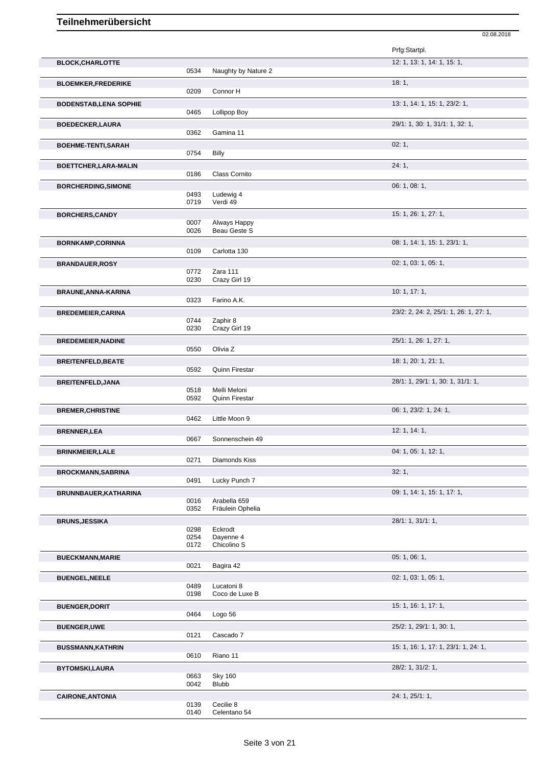# Teilnehmerübersicht

02.08.2018

| Name | Nr. | Pferd | Prfg:Startpl. |
|---|---|---|---|
| **BLOCK,CHARLOTTE** | | | 12: 1, 13: 1, 14: 1, 15: 1, |
| | 0534 | Naughty by Nature 2 | |
| **BLOEMKER,FREDERIKE** | | | 18: 1, |
| | 0209 | Connor H | |
| **BODENSTAB,LENA SOPHIE** | | | 13: 1, 14: 1, 15: 1, 23/2: 1, |
| | 0465 | Lollipop Boy | |
| **BOEDECKER,LAURA** | | | 29/1: 1, 30: 1, 31/1: 1, 32: 1, |
| | 0362 | Gamina 11 | |
| **BOEHME-TENTI,SARAH** | | | 02: 1, |
| | 0754 | Billy | |
| **BOETTCHER,LARA-MALIN** | | | 24: 1, |
| | 0186 | Class Cornito | |
| **BORCHERDING,SIMONE** | | | 06: 1, 08: 1, |
| | 0493 | Ludewig 4 | |
| | 0719 | Verdi 49 | |
| **BORCHERS,CANDY** | | | 15: 1, 26: 1, 27: 1, |
| | 0007 | Always Happy | |
| | 0026 | Beau Geste S | |
| **BORNKAMP,CORINNA** | | | 08: 1, 14: 1, 15: 1, 23/1: 1, |
| | 0109 | Carlotta 130 | |
| **BRANDAUER,ROSY** | | | 02: 1, 03: 1, 05: 1, |
| | 0772 | Zara 111 | |
| | 0230 | Crazy Girl 19 | |
| **BRAUNE,ANNA-KARINA** | | | 10: 1, 17: 1, |
| | 0323 | Farino A.K. | |
| **BREDEMEIER,CARINA** | | | 23/2: 2, 24: 2, 25/1: 1, 26: 1, 27: 1, |
| | 0744 | Zaphir 8 | |
| | 0230 | Crazy Girl 19 | |
| **BREDEMEIER,NADINE** | | | 25/1: 1, 26: 1, 27: 1, |
| | 0550 | Olivia Z | |
| **BREITENFELD,BEATE** | | | 18: 1, 20: 1, 21: 1, |
| | 0592 | Quinn Firestar | |
| **BREITENFELD,JANA** | | | 28/1: 1, 29/1: 1, 30: 1, 31/1: 1, |
| | 0518 | Melli Meloni | |
| | 0592 | Quinn Firestar | |
| **BREMER,CHRISTINE** | | | 06: 1, 23/2: 1, 24: 1, |
| | 0462 | Little Moon 9 | |
| **BRENNER,LEA** | | | 12: 1, 14: 1, |
| | 0667 | Sonnenschein 49 | |
| **BRINKMEIER,LALE** | | | 04: 1, 05: 1, 12: 1, |
| | 0271 | Diamonds Kiss | |
| **BROCKMANN,SABRINA** | | | 32: 1, |
| | 0491 | Lucky Punch 7 | |
| **BRUNNBAUER,KATHARINA** | | | 09: 1, 14: 1, 15: 1, 17: 1, |
| | 0016 | Arabella 659 | |
| | 0352 | Fräulein Ophelia | |
| **BRUNS,JESSIKA** | | | 28/1: 1, 31/1: 1, |
| | 0298 | Eckrodt | |
| | 0254 | Dayenne 4 | |
| | 0172 | Chicolino S | |
| **BUECKMANN,MARIE** | | | 05: 1, 06: 1, |
| | 0021 | Bagira 42 | |
| **BUENGEL,NEELE** | | | 02: 1, 03: 1, 05: 1, |
| | 0489 | Lucatoni 8 | |
| | 0198 | Coco de Luxe B | |
| **BUENGER,DORIT** | | | 15: 1, 16: 1, 17: 1, |
| | 0464 | Logo 56 | |
| **BUENGER,UWE** | | | 25/2: 1, 29/1: 1, 30: 1, |
| | 0121 | Cascado 7 | |
| **BUSSMANN,KATHRIN** | | | 15: 1, 16: 1, 17: 1, 23/1: 1, 24: 1, |
| | 0610 | Riano 11 | |
| **BYTOMSKI,LAURA** | | | 28/2: 1, 31/2: 1, |
| | 0663 | Sky 160 | |
| | 0042 | Blubb | |
| **CAIRONE,ANTONIA** | | | 24: 1, 25/1: 1, |
| | 0139 | Cecilie 8 | |
| | 0140 | Celentano 54 | |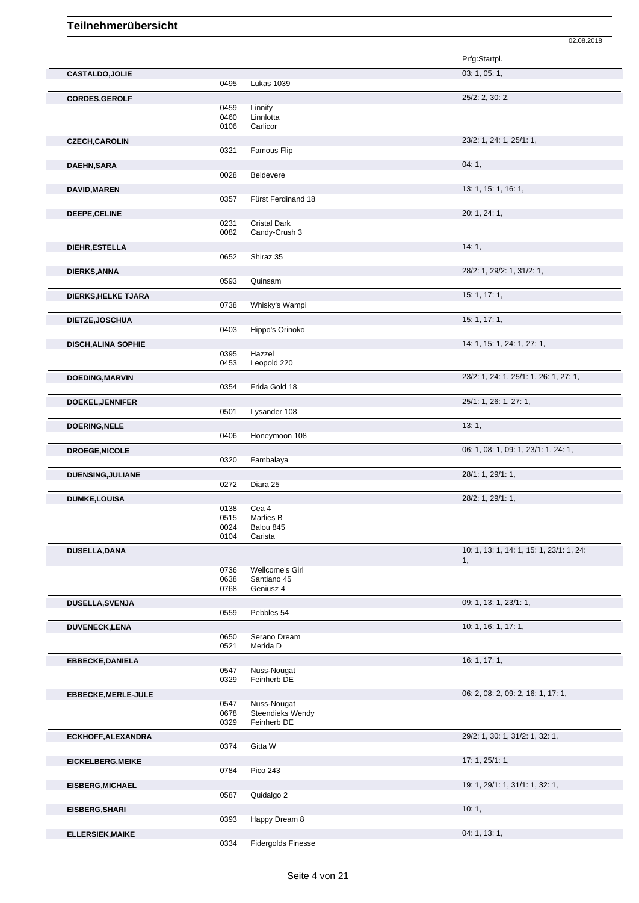# Teilnehmerübersicht

02.08.2018

| Name | Nr. | Pferd | Prfg:Startpl. |
|---|---|---|---|
| **CASTALDO,JOLIE** | | | 03: 1, 05: 1, |
| | 0495 | Lukas 1039 | |
| **CORDES,GEROLF** | | | 25/2: 2, 30: 2, |
| | 0459 | Linnify | |
| | 0460 | Linnlotta | |
| | 0106 | Carlicor | |
| **CZECH,CAROLIN** | | | 23/2: 1, 24: 1, 25/1: 1, |
| | 0321 | Famous Flip | |
| **DAEHN,SARA** | | | 04: 1, |
| | 0028 | Beldevere | |
| **DAVID,MAREN** | | | 13: 1, 15: 1, 16: 1, |
| | 0357 | Fürst Ferdinand 18 | |
| **DEEPE,CELINE** | | | 20: 1, 24: 1, |
| | 0231 | Cristal Dark | |
| | 0082 | Candy-Crush 3 | |
| **DIEHR,ESTELLA** | | | 14: 1, |
| | 0652 | Shiraz 35 | |
| **DIERKS,ANNA** | | | 28/2: 1, 29/2: 1, 31/2: 1, |
| | 0593 | Quinsam | |
| **DIERKS,HELKE TJARA** | | | 15: 1, 17: 1, |
| | 0738 | Whisky's Wampi | |
| **DIETZE,JOSCHUA** | | | 15: 1, 17: 1, |
| | 0403 | Hippo's Orinoko | |
| **DISCH,ALINA SOPHIE** | | | 14: 1, 15: 1, 24: 1, 27: 1, |
| | 0395 | Hazzel | |
| | 0453 | Leopold 220 | |
| **DOEDING,MARVIN** | | | 23/2: 1, 24: 1, 25/1: 1, 26: 1, 27: 1, |
| | 0354 | Frida Gold 18 | |
| **DOEKEL,JENNIFER** | | | 25/1: 1, 26: 1, 27: 1, |
| | 0501 | Lysander 108 | |
| **DOERING,NELE** | | | 13: 1, |
| | 0406 | Honeymoon 108 | |
| **DROEGE,NICOLE** | | | 06: 1, 08: 1, 09: 1, 23/1: 1, 24: 1, |
| | 0320 | Fambalaya | |
| **DUENSING,JULIANE** | | | 28/1: 1, 29/1: 1, |
| | 0272 | Diara 25 | |
| **DUMKE,LOUISA** | | | 28/2: 1, 29/1: 1, |
| | 0138 | Cea 4 | |
| | 0515 | Marlies B | |
| | 0024 | Balou 845 | |
| | 0104 | Carista | |
| **DUSELLA,DANA** | | | 10: 1, 13: 1, 14: 1, 15: 1, 23/1: 1, 24: 1, |
| | 0736 | Wellcome's Girl | |
| | 0638 | Santiano 45 | |
| | 0768 | Geniusz 4 | |
| **DUSELLA,SVENJA** | | | 09: 1, 13: 1, 23/1: 1, |
| | 0559 | Pebbles 54 | |
| **DUVENECK,LENA** | | | 10: 1, 16: 1, 17: 1, |
| | 0650 | Serano Dream | |
| | 0521 | Merida D | |
| **EBBECKE,DANIELA** | | | 16: 1, 17: 1, |
| | 0547 | Nuss-Nougat | |
| | 0329 | Feinherb DE | |
| **EBBECKE,MERLE-JULE** | | | 06: 2, 08: 2, 09: 2, 16: 1, 17: 1, |
| | 0547 | Nuss-Nougat | |
| | 0678 | Steendieks Wendy | |
| | 0329 | Feinherb DE | |
| **ECKHOFF,ALEXANDRA** | | | 29/2: 1, 30: 1, 31/2: 1, 32: 1, |
| | 0374 | Gitta W | |
| **EICKELBERG,MEIKE** | | | 17: 1, 25/1: 1, |
| | 0784 | Pico 243 | |
| **EISBERG,MICHAEL** | | | 19: 1, 29/1: 1, 31/1: 1, 32: 1, |
| | 0587 | Quidalgo 2 | |
| **EISBERG,SHARI** | | | 10: 1, |
| | 0393 | Happy Dream 8 | |
| **ELLERSIEK,MAIKE** | | | 04: 1, 13: 1, |
| | 0334 | Fidergolds Finesse | |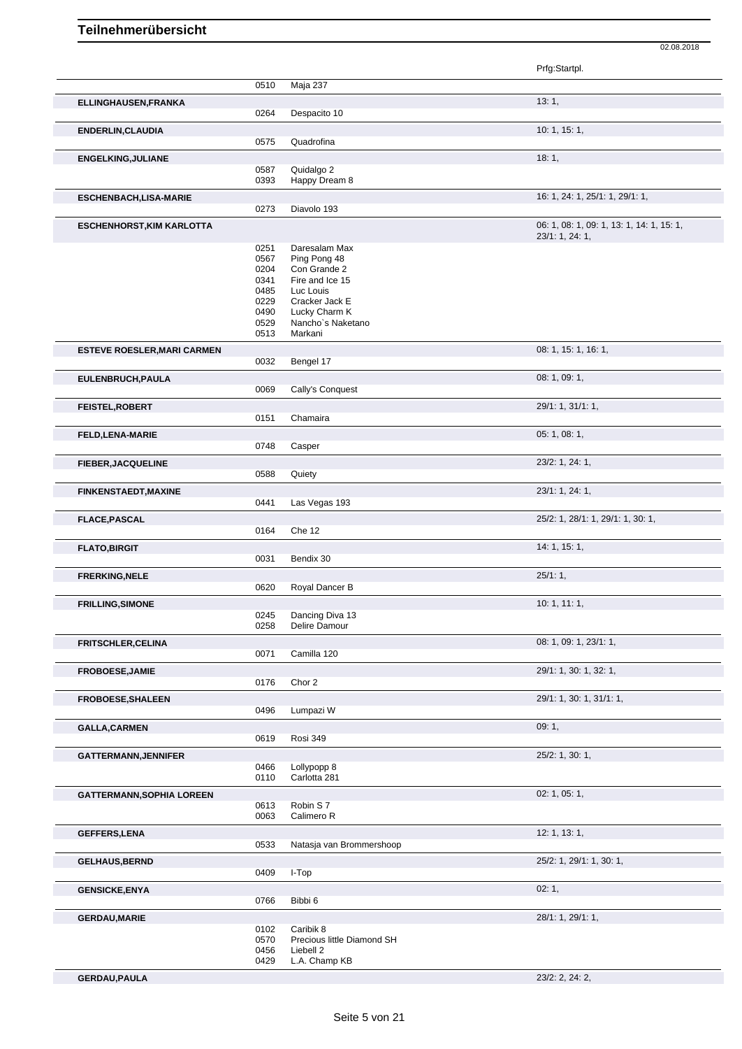# Teilnehmerübersicht

02.08.2018

| | | | Prfg:Startpl. |
|---|---|---|---|
| | 0510 | Maja 237 | |
| **ELLINGHAUSEN,FRANKA** | | | 13: 1, |
| | 0264 | Despacito 10 | |
| **ENDERLIN,CLAUDIA** | | | 10: 1, 15: 1, |
| | 0575 | Quadrofina | |
| **ENGELKING,JULIANE** | | | 18: 1, |
| | 0587 | Quidalgo 2 | |
| | 0393 | Happy Dream 8 | |
| **ESCHENBACH,LISA-MARIE** | | | 16: 1, 24: 1, 25/1: 1, 29/1: 1, |
| | 0273 | Diavolo 193 | |
| **ESCHENHORST,KIM KARLOTTA** | | | 06: 1, 08: 1, 09: 1, 13: 1, 14: 1, 15: 1, 23/1: 1, 24: 1, |
| | 0251 | Daresalam Max | |
| | 0567 | Ping Pong 48 | |
| | 0204 | Con Grande 2 | |
| | 0341 | Fire and Ice 15 | |
| | 0485 | Luc Louis | |
| | 0229 | Cracker Jack E | |
| | 0490 | Lucky Charm K | |
| | 0529 | Nancho`s Naketano | |
| | 0513 | Markani | |
| **ESTEVE ROESLER,MARI CARMEN** | | | 08: 1, 15: 1, 16: 1, |
| | 0032 | Bengel 17 | |
| **EULENBRUCH,PAULA** | | | 08: 1, 09: 1, |
| | 0069 | Cally's Conquest | |
| **FEISTEL,ROBERT** | | | 29/1: 1, 31/1: 1, |
| | 0151 | Chamaira | |
| **FELD,LENA-MARIE** | | | 05: 1, 08: 1, |
| | 0748 | Casper | |
| **FIEBER,JACQUELINE** | | | 23/2: 1, 24: 1, |
| | 0588 | Quiety | |
| **FINKENSTAEDT,MAXINE** | | | 23/1: 1, 24: 1, |
| | 0441 | Las Vegas 193 | |
| **FLACE,PASCAL** | | | 25/2: 1, 28/1: 1, 29/1: 1, 30: 1, |
| | 0164 | Che 12 | |
| **FLATO,BIRGIT** | | | 14: 1, 15: 1, |
| | 0031 | Bendix 30 | |
| **FRERKING,NELE** | | | 25/1: 1, |
| | 0620 | Royal Dancer B | |
| **FRILLING,SIMONE** | | | 10: 1, 11: 1, |
| | 0245 | Dancing Diva 13 | |
| | 0258 | Delire Damour | |
| **FRITSCHLER,CELINA** | | | 08: 1, 09: 1, 23/1: 1, |
| | 0071 | Camilla 120 | |
| **FROBOESE,JAMIE** | | | 29/1: 1, 30: 1, 32: 1, |
| | 0176 | Chor 2 | |
| **FROBOESE,SHALEEN** | | | 29/1: 1, 30: 1, 31/1: 1, |
| | 0496 | Lumpazi W | |
| **GALLA,CARMEN** | | | 09: 1, |
| | 0619 | Rosi 349 | |
| **GATTERMANN,JENNIFER** | | | 25/2: 1, 30: 1, |
| | 0466 | Lollypopp 8 | |
| | 0110 | Carlotta 281 | |
| **GATTERMANN,SOPHIA LOREEN** | | | 02: 1, 05: 1, |
| | 0613 | Robin S 7 | |
| | 0063 | Calimero R | |
| **GEFFERS,LENA** | | | 12: 1, 13: 1, |
| | 0533 | Natasja van Brommershoop | |
| **GELHAUS,BERND** | | | 25/2: 1, 29/1: 1, 30: 1, |
| | 0409 | I-Top | |
| **GENSICKE,ENYA** | | | 02: 1, |
| | 0766 | Bibbi 6 | |
| **GERDAU,MARIE** | | | 28/1: 1, 29/1: 1, |
| | 0102 | Caribik 8 | |
| | 0570 | Precious little Diamond SH | |
| | 0456 | Liebell 2 | |
| | 0429 | L.A. Champ KB | |
| **GERDAU,PAULA** | | | 23/2: 2, 24: 2, |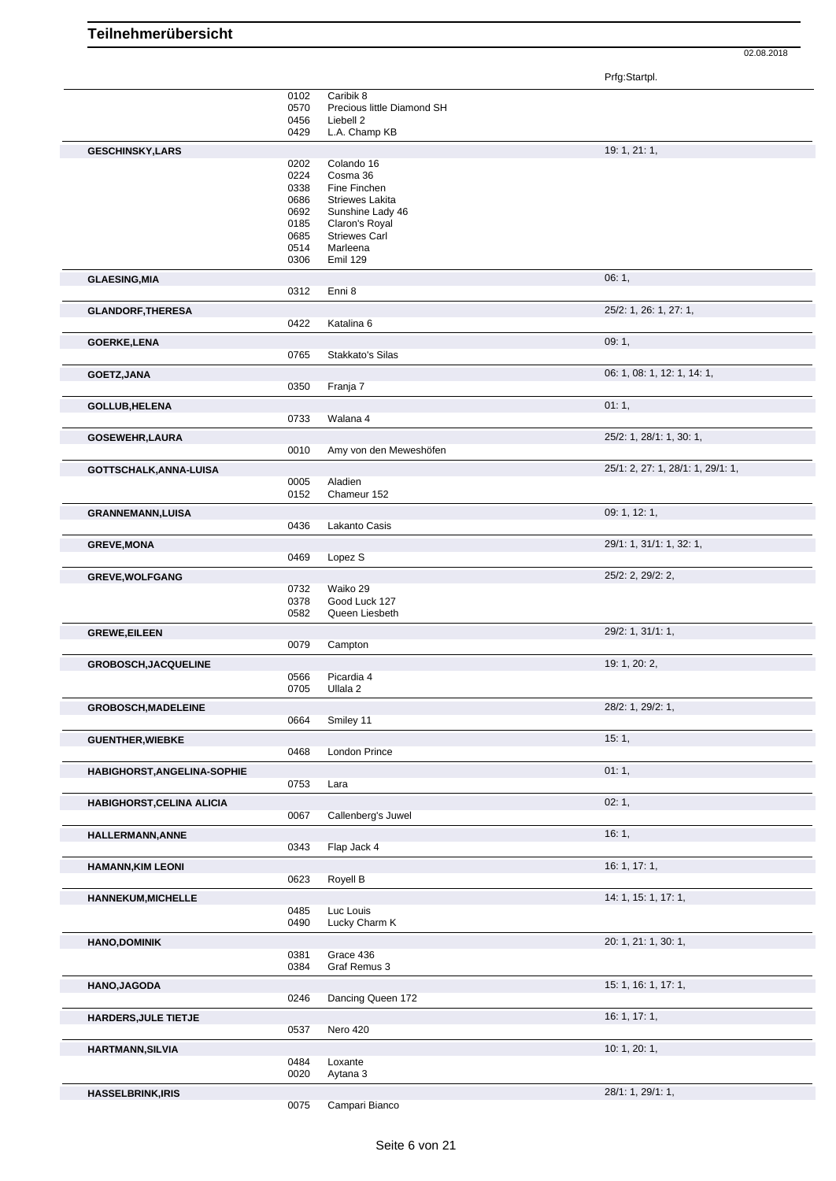# Teilnehmerübersicht

02.08.2018

| Teilnehmer | Nr. | Pferd | Prfg:Startpl. |
|---|---|---|---|
| | 0102 | Caribik 8 | |
| | 0570 | Precious little Diamond SH | |
| | 0456 | Liebell 2 | |
| | 0429 | L.A. Champ KB | |
| **GESCHINSKY,LARS** | | | 19: 1, 21: 1, |
| | 0202 | Colando 16 | |
| | 0224 | Cosma 36 | |
| | 0338 | Fine Finchen | |
| | 0686 | Striewes Lakita | |
| | 0692 | Sunshine Lady 46 | |
| | 0185 | Claron's Royal | |
| | 0685 | Striewes Carl | |
| | 0514 | Marleena | |
| | 0306 | Emil 129 | |
| **GLAESING,MIA** | | | 06: 1, |
| | 0312 | Enni 8 | |
| **GLANDORF,THERESA** | | | 25/2: 1, 26: 1, 27: 1, |
| | 0422 | Katalina 6 | |
| **GOERKE,LENA** | | | 09: 1, |
| | 0765 | Stakkato's Silas | |
| **GOETZ,JANA** | | | 06: 1, 08: 1, 12: 1, 14: 1, |
| | 0350 | Franja 7 | |
| **GOLLUB,HELENA** | | | 01: 1, |
| | 0733 | Walana 4 | |
| **GOSEWEHR,LAURA** | | | 25/2: 1, 28/1: 1, 30: 1, |
| | 0010 | Amy von den Meweshöfen | |
| **GOTTSCHALK,ANNA-LUISA** | | | 25/1: 2, 27: 1, 28/1: 1, 29/1: 1, |
| | 0005 | Aladien | |
| | 0152 | Chameur 152 | |
| **GRANNEMANN,LUISA** | | | 09: 1, 12: 1, |
| | 0436 | Lakanto Casis | |
| **GREVE,MONA** | | | 29/1: 1, 31/1: 1, 32: 1, |
| | 0469 | Lopez S | |
| **GREVE,WOLFGANG** | | | 25/2: 2, 29/2: 2, |
| | 0732 | Waiko 29 | |
| | 0378 | Good Luck 127 | |
| | 0582 | Queen Liesbeth | |
| **GREWE,EILEEN** | | | 29/2: 1, 31/1: 1, |
| | 0079 | Campton | |
| **GROBOSCH,JACQUELINE** | | | 19: 1, 20: 2, |
| | 0566 | Picardia 4 | |
| | 0705 | Ullala 2 | |
| **GROBOSCH,MADELEINE** | | | 28/2: 1, 29/2: 1, |
| | 0664 | Smiley 11 | |
| **GUENTHER,WIEBKE** | | | 15: 1, |
| | 0468 | London Prince | |
| **HABIGHORST,ANGELINA-SOPHIE** | | | 01: 1, |
| | 0753 | Lara | |
| **HABIGHORST,CELINA ALICIA** | | | 02: 1, |
| | 0067 | Callenberg's Juwel | |
| **HALLERMANN,ANNE** | | | 16: 1, |
| | 0343 | Flap Jack 4 | |
| **HAMANN,KIM LEONI** | | | 16: 1, 17: 1, |
| | 0623 | Royell B | |
| **HANNEKUM,MICHELLE** | | | 14: 1, 15: 1, 17: 1, |
| | 0485 | Luc Louis | |
| | 0490 | Lucky Charm K | |
| **HANO,DOMINIK** | | | 20: 1, 21: 1, 30: 1, |
| | 0381 | Grace 436 | |
| | 0384 | Graf Remus 3 | |
| **HANO,JAGODA** | | | 15: 1, 16: 1, 17: 1, |
| | 0246 | Dancing Queen 172 | |
| **HARDERS,JULE TIETJE** | | | 16: 1, 17: 1, |
| | 0537 | Nero 420 | |
| **HARTMANN,SILVIA** | | | 10: 1, 20: 1, |
| | 0484 | Loxante | |
| | 0020 | Aytana 3 | |
| **HASSELBRINK,IRIS** | | | 28/1: 1, 29/1: 1, |
| | 0075 | Campari Bianco | |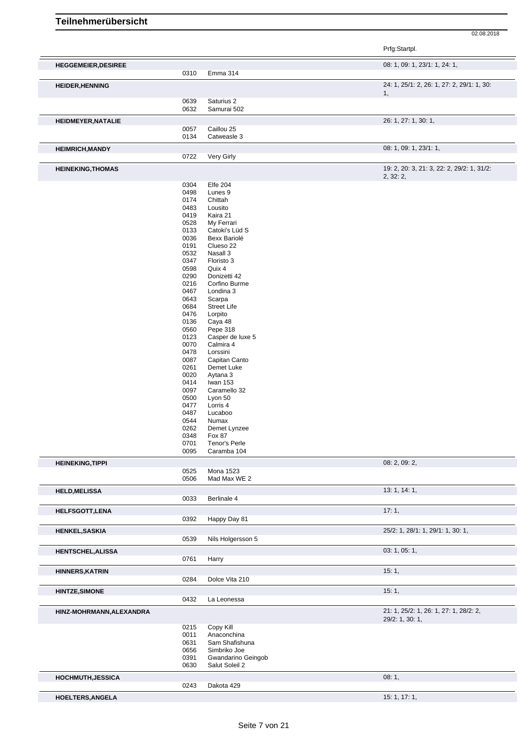# Teilnehmerübersicht

02.08.2018

| Teilnehmer | Nr. | Pferd | Prfg:Startpl. |
|---|---|---|---|
| **HEGGEMEIER,DESIREE** | | | 08: 1, 09: 1, 23/1: 1, 24: 1, |
| | 0310 | Emma 314 | |
| **HEIDER,HENNING** | | | 24: 1, 25/1: 2, 26: 1, 27: 2, 29/1: 1, 30: 1, |
| | 0639 | Saturius 2 | |
| | 0632 | Samurai 502 | |
| **HEIDMEYER,NATALIE** | | | 26: 1, 27: 1, 30: 1, |
| | 0057 | Caillou 25 | |
| | 0134 | Catweasle 3 | |
| **HEIMRICH,MANDY** | | | 08: 1, 09: 1, 23/1: 1, |
| | 0722 | Very Girly | |
| **HEINEKING,THOMAS** | | | 19: 2, 20: 3, 21: 3, 22: 2, 29/2: 1, 31/2: 2, 32: 2, |
| | 0304 | Elfe 204 | |
| | 0498 | Lunes 9 | |
| | 0174 | Chittah | |
| | 0483 | Lousito | |
| | 0419 | Kaira 21 | |
| | 0528 | My Ferrari | |
| | 0133 | Catoki's Lüd S | |
| | 0036 | Bexx Bariolé | |
| | 0191 | Clueso 22 | |
| | 0532 | Nasall 3 | |
| | 0347 | Floristo 3 | |
| | 0598 | Quix 4 | |
| | 0290 | Donizetti 42 | |
| | 0216 | Corfino Burme | |
| | 0467 | Londina 3 | |
| | 0643 | Scarpa | |
| | 0684 | Street Life | |
| | 0476 | Lorpito | |
| | 0136 | Caya 48 | |
| | 0560 | Pepe 318 | |
| | 0123 | Casper de luxe 5 | |
| | 0070 | Calmira 4 | |
| | 0478 | Lorssini | |
| | 0087 | Capitan Canto | |
| | 0261 | Demet Luke | |
| | 0020 | Aytana 3 | |
| | 0414 | Iwan 153 | |
| | 0097 | Caramello 32 | |
| | 0500 | Lyon 50 | |
| | 0477 | Lorris 4 | |
| | 0487 | Lucaboo | |
| | 0544 | Numax | |
| | 0262 | Demet Lynzee | |
| | 0348 | Fox 87 | |
| | 0701 | Tenor's Perle | |
| | 0095 | Caramba 104 | |
| **HEINEKING,TIPPI** | | | 08: 2, 09: 2, |
| | 0525 | Mona 1523 | |
| | 0506 | Mad Max WE 2 | |
| **HELD,MELISSA** | | | 13: 1, 14: 1, |
| | 0033 | Berlinale 4 | |
| **HELFSGOTT,LENA** | | | 17: 1, |
| | 0392 | Happy Day 81 | |
| **HENKEL,SASKIA** | | | 25/2: 1, 28/1: 1, 29/1: 1, 30: 1, |
| | 0539 | Nils Holgersson 5 | |
| **HENTSCHEL,ALISSA** | | | 03: 1, 05: 1, |
| | 0761 | Harry | |
| **HINNERS,KATRIN** | | | 15: 1, |
| | 0284 | Dolce Vita 210 | |
| **HINTZE,SIMONE** | | | 15: 1, |
| | 0432 | La Leonessa | |
| **HINZ-MOHRMANN,ALEXANDRA** | | | 21: 1, 25/2: 1, 26: 1, 27: 1, 28/2: 2, 29/2: 1, 30: 1, |
| | 0215 | Copy Kill | |
| | 0011 | Anaconchina | |
| | 0631 | Sam Shafishuna | |
| | 0656 | Simbriko Joe | |
| | 0391 | Gwandarino Geingob | |
| | 0630 | Salut Soleil 2 | |
| **HOCHMUTH,JESSICA** | | | 08: 1, |
| | 0243 | Dakota 429 | |
| **HOELTERS,ANGELA** | | | 15: 1, 17: 1, |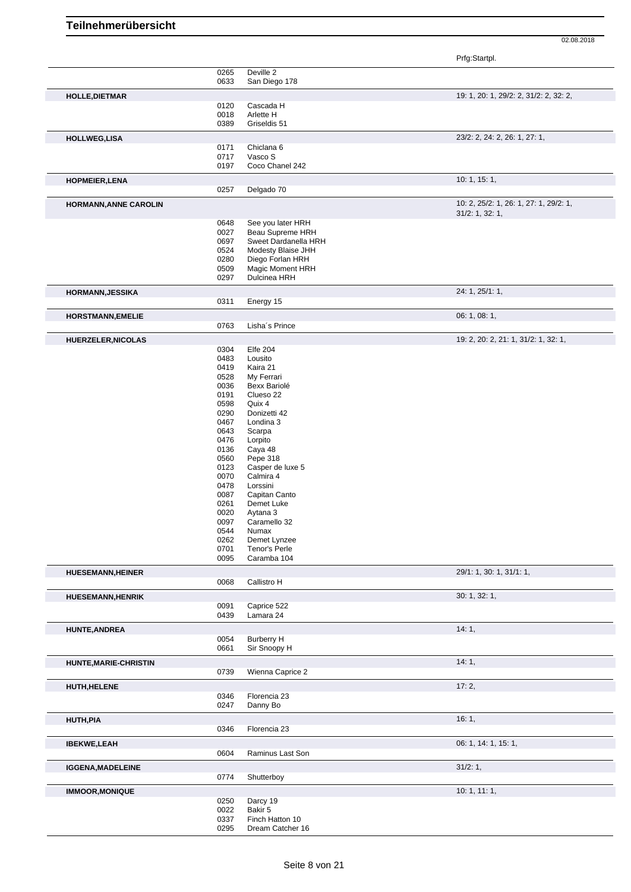# Teilnehmerübersicht

02.08.2018

| Name | Nr. | Pferd | Prfg:Startpl. |
|---|---|---|---|
| | 0265 | Deville 2 | |
| | 0633 | San Diego 178 | |
| **HOLLE,DIETMAR** | | | 19: 1, 20: 1, 29/2: 2, 31/2: 2, 32: 2, |
| | 0120 | Cascada H | |
| | 0018 | Arlette H | |
| | 0389 | Griseldis 51 | |
| **HOLLWEG,LISA** | | | 23/2: 2, 24: 2, 26: 1, 27: 1, |
| | 0171 | Chiclana 6 | |
| | 0717 | Vasco S | |
| | 0197 | Coco Chanel 242 | |
| **HOPMEIER,LENA** | | | 10: 1, 15: 1, |
| | 0257 | Delgado 70 | |
| **HORMANN,ANNE CAROLIN** | | | 10: 2, 25/2: 1, 26: 1, 27: 1, 29/2: 1, 31/2: 1, 32: 1, |
| | 0648 | See you later HRH | |
| | 0027 | Beau Supreme HRH | |
| | 0697 | Sweet Dardanella HRH | |
| | 0524 | Modesty Blaise JHH | |
| | 0280 | Diego Forlan HRH | |
| | 0509 | Magic Moment HRH | |
| | 0297 | Dulcinea HRH | |
| **HORMANN,JESSIKA** | | | 24: 1, 25/1: 1, |
| | 0311 | Energy 15 | |
| **HORSTMANN,EMELIE** | | | 06: 1, 08: 1, |
| | 0763 | Lisha´s Prince | |
| **HUERZELER,NICOLAS** | | | 19: 2, 20: 2, 21: 1, 31/2: 1, 32: 1, |
| | 0304 | Elfe 204 | |
| | 0483 | Lousito | |
| | 0419 | Kaira 21 | |
| | 0528 | My Ferrari | |
| | 0036 | Bexx Bariolé | |
| | 0191 | Clueso 22 | |
| | 0598 | Quix 4 | |
| | 0290 | Donizetti 42 | |
| | 0467 | Londina 3 | |
| | 0643 | Scarpa | |
| | 0476 | Lorpito | |
| | 0136 | Caya 48 | |
| | 0560 | Pepe 318 | |
| | 0123 | Casper de luxe 5 | |
| | 0070 | Calmira 4 | |
| | 0478 | Lorssini | |
| | 0087 | Capitan Canto | |
| | 0261 | Demet Luke | |
| | 0020 | Aytana 3 | |
| | 0097 | Caramello 32 | |
| | 0544 | Numax | |
| | 0262 | Demet Lynzee | |
| | 0701 | Tenor's Perle | |
| | 0095 | Caramba 104 | |
| **HUESEMANN,HEINER** | | | 29/1: 1, 30: 1, 31/1: 1, |
| | 0068 | Callistro H | |
| **HUESEMANN,HENRIK** | | | 30: 1, 32: 1, |
| | 0091 | Caprice 522 | |
| | 0439 | Lamara 24 | |
| **HUNTE,ANDREA** | | | 14: 1, |
| | 0054 | Burberry H | |
| | 0661 | Sir Snoopy H | |
| **HUNTE,MARIE-CHRISTIN** | | | 14: 1, |
| | 0739 | Wienna Caprice 2 | |
| **HUTH,HELENE** | | | 17: 2, |
| | 0346 | Florencia 23 | |
| | 0247 | Danny Bo | |
| **HUTH,PIA** | | | 16: 1, |
| | 0346 | Florencia 23 | |
| **IBEKWE,LEAH** | | | 06: 1, 14: 1, 15: 1, |
| | 0604 | Raminus Last Son | |
| **IGGENA,MADELEINE** | | | 31/2: 1, |
| | 0774 | Shutterboy | |
| **IMMOOR,MONIQUE** | | | 10: 1, 11: 1, |
| | 0250 | Darcy 19 | |
| | 0022 | Bakir 5 | |
| | 0337 | Finch Hatton 10 | |
| | 0295 | Dream Catcher 16 | |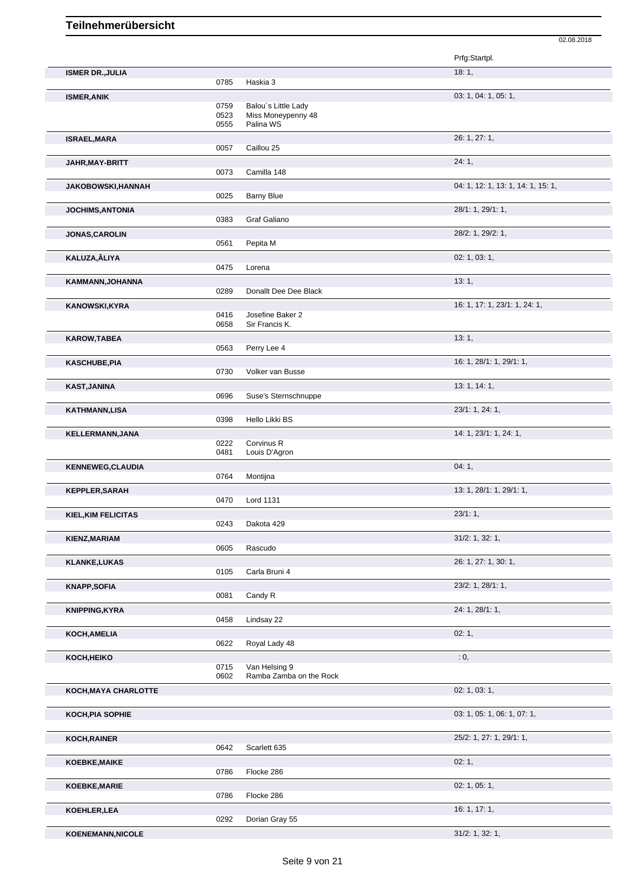# Teilnehmerübersicht

02.08.2018

| Teilnehmer | Nr. | Pferd | Prfg:Startpl. |
|---|---|---|---|
| **ISMER DR.,JULIA** | | | 18: 1, |
| | 0785 | Haskia 3 | |
| **ISMER,ANIK** | | | 03: 1, 04: 1, 05: 1, |
| | 0759 | Balou´s Little Lady | |
| | 0523 | Miss Moneypenny 48 | |
| | 0555 | Palina WS | |
| **ISRAEL,MARA** | | | 26: 1, 27: 1, |
| | 0057 | Caillou 25 | |
| **JAHR,MAY-BRITT** | | | 24: 1, |
| | 0073 | Camilla 148 | |
| **JAKOBOWSKI,HANNAH** | | | 04: 1, 12: 1, 13: 1, 14: 1, 15: 1, |
| | 0025 | Barny Blue | |
| **JOCHIMS,ANTONIA** | | | 28/1: 1, 29/1: 1, |
| | 0383 | Graf Galiano | |
| **JONAS,CAROLIN** | | | 28/2: 1, 29/2: 1, |
| | 0561 | Pepita M | |
| **KALUZA,ÂLIYA** | | | 02: 1, 03: 1, |
| | 0475 | Lorena | |
| **KAMMANN,JOHANNA** | | | 13: 1, |
| | 0289 | Donallt Dee Dee Black | |
| **KANOWSKI,KYRA** | | | 16: 1, 17: 1, 23/1: 1, 24: 1, |
| | 0416 | Josefine Baker 2 | |
| | 0658 | Sir Francis K. | |
| **KAROW,TABEA** | | | 13: 1, |
| | 0563 | Perry Lee 4 | |
| **KASCHUBE,PIA** | | | 16: 1, 28/1: 1, 29/1: 1, |
| | 0730 | Volker van Busse | |
| **KAST,JANINA** | | | 13: 1, 14: 1, |
| | 0696 | Suse's Sternschnuppe | |
| **KATHMANN,LISA** | | | 23/1: 1, 24: 1, |
| | 0398 | Hello Likki BS | |
| **KELLERMANN,JANA** | | | 14: 1, 23/1: 1, 24: 1, |
| | 0222 | Corvinus R | |
| | 0481 | Louis D'Agron | |
| **KENNEWEG,CLAUDIA** | | | 04: 1, |
| | 0764 | Montijna | |
| **KEPPLER,SARAH** | | | 13: 1, 28/1: 1, 29/1: 1, |
| | 0470 | Lord 1131 | |
| **KIEL,KIM FELICITAS** | | | 23/1: 1, |
| | 0243 | Dakota 429 | |
| **KIENZ,MARIAM** | | | 31/2: 1, 32: 1, |
| | 0605 | Rascudo | |
| **KLANKE,LUKAS** | | | 26: 1, 27: 1, 30: 1, |
| | 0105 | Carla Bruni 4 | |
| **KNAPP,SOFIA** | | | 23/2: 1, 28/1: 1, |
| | 0081 | Candy R | |
| **KNIPPING,KYRA** | | | 24: 1, 28/1: 1, |
| | 0458 | Lindsay 22 | |
| **KOCH,AMELIA** | | | 02: 1, |
| | 0622 | Royal Lady 48 | |
| **KOCH,HEIKO** | | | : 0, |
| | 0715 | Van Helsing 9 | |
| | 0602 | Ramba Zamba on the Rock | |
| **KOCH,MAYA CHARLOTTE** | | | 02: 1, 03: 1, |
| **KOCH,PIA SOPHIE** | | | 03: 1, 05: 1, 06: 1, 07: 1, |
| **KOCH,RAINER** | | | 25/2: 1, 27: 1, 29/1: 1, |
| | 0642 | Scarlett 635 | |
| **KOEBKE,MAIKE** | | | 02: 1, |
| | 0786 | Flocke 286 | |
| **KOEBKE,MARIE** | | | 02: 1, 05: 1, |
| | 0786 | Flocke 286 | |
| **KOEHLER,LEA** | | | 16: 1, 17: 1, |
| | 0292 | Dorian Gray 55 | |
| **KOENEMANN,NICOLE** | | | 31/2: 1, 32: 1, |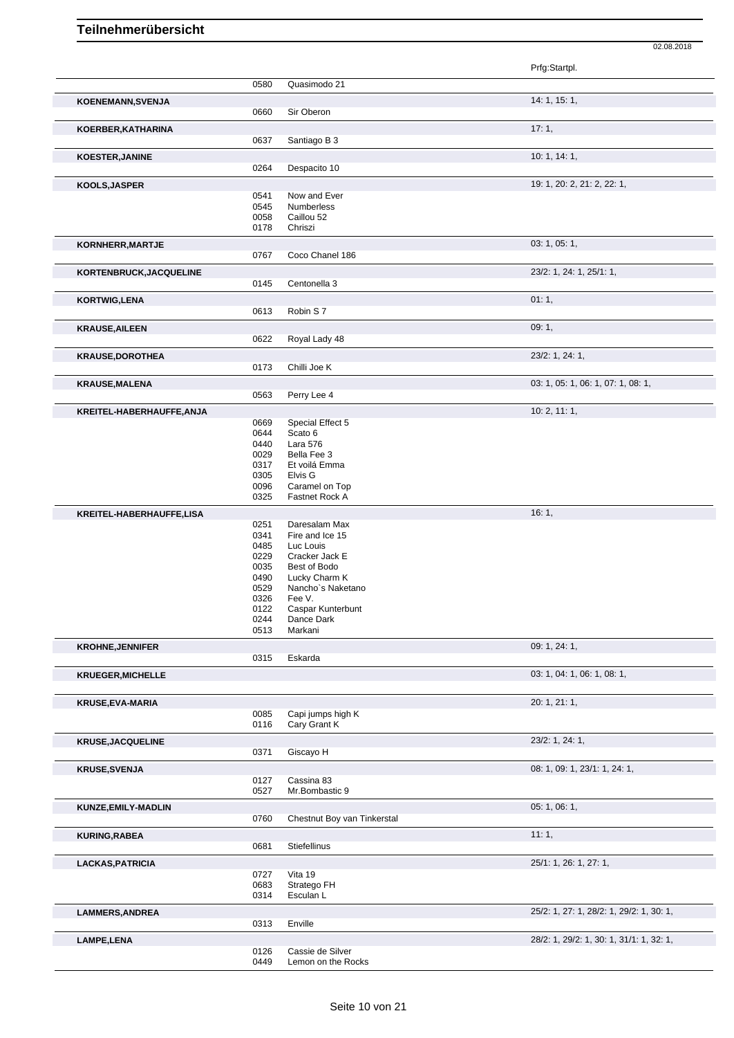# Teilnehmerübersicht

02.08.2018

| Teilnehmer | Nr. | Pferd | Prfg:Startpl. |
|---|---|---|---|
| | 0580 | Quasimodo 21 | |
| **KOENEMANN,SVENJA** | | | 14: 1, 15: 1, |
| | 0660 | Sir Oberon | |
| **KOERBER,KATHARINA** | | | 17: 1, |
| | 0637 | Santiago B 3 | |
| **KOESTER,JANINE** | | | 10: 1, 14: 1, |
| | 0264 | Despacito 10 | |
| **KOOLS,JASPER** | | | 19: 1, 20: 2, 21: 2, 22: 1, |
| | 0541 | Now and Ever | |
| | 0545 | Numberless | |
| | 0058 | Caillou 52 | |
| | 0178 | Chriszi | |
| **KORNHERR,MARTJE** | | | 03: 1, 05: 1, |
| | 0767 | Coco Chanel 186 | |
| **KORTENBRUCK,JACQUELINE** | | | 23/2: 1, 24: 1, 25/1: 1, |
| | 0145 | Centonella 3 | |
| **KORTWIG,LENA** | | | 01: 1, |
| | 0613 | Robin S 7 | |
| **KRAUSE,AILEEN** | | | 09: 1, |
| | 0622 | Royal Lady 48 | |
| **KRAUSE,DOROTHEA** | | | 23/2: 1, 24: 1, |
| | 0173 | Chilli Joe K | |
| **KRAUSE,MALENA** | | | 03: 1, 05: 1, 06: 1, 07: 1, 08: 1, |
| | 0563 | Perry Lee 4 | |
| **KREITEL-HABERHAUFFE,ANJA** | | | 10: 2, 11: 1, |
| | 0669 | Special Effect 5 | |
| | 0644 | Scato 6 | |
| | 0440 | Lara 576 | |
| | 0029 | Bella Fee 3 | |
| | 0317 | Et voilá Emma | |
| | 0305 | Elvis G | |
| | 0096 | Caramel on Top | |
| | 0325 | Fastnet Rock A | |
| **KREITEL-HABERHAUFFE,LISA** | | | 16: 1, |
| | 0251 | Daresalam Max | |
| | 0341 | Fire and Ice 15 | |
| | 0485 | Luc Louis | |
| | 0229 | Cracker Jack E | |
| | 0035 | Best of Bodo | |
| | 0490 | Lucky Charm K | |
| | 0529 | Nancho`s Naketano | |
| | 0326 | Fee V. | |
| | 0122 | Caspar Kunterbunt | |
| | 0244 | Dance Dark | |
| | 0513 | Markani | |
| **KROHNE,JENNIFER** | | | 09: 1, 24: 1, |
| | 0315 | Eskarda | |
| **KRUEGER,MICHELLE** | | | 03: 1, 04: 1, 06: 1, 08: 1, |
| **KRUSE,EVA-MARIA** | | | 20: 1, 21: 1, |
| | 0085 | Capi jumps high K | |
| | 0116 | Cary Grant K | |
| **KRUSE,JACQUELINE** | | | 23/2: 1, 24: 1, |
| | 0371 | Giscayo H | |
| **KRUSE,SVENJA** | | | 08: 1, 09: 1, 23/1: 1, 24: 1, |
| | 0127 | Cassina 83 | |
| | 0527 | Mr.Bombastic 9 | |
| **KUNZE,EMILY-MADLIN** | | | 05: 1, 06: 1, |
| | 0760 | Chestnut Boy van Tinkerstal | |
| **KURING,RABEA** | | | 11: 1, |
| | 0681 | Stiefellinus | |
| **LACKAS,PATRICIA** | | | 25/1: 1, 26: 1, 27: 1, |
| | 0727 | Vita 19 | |
| | 0683 | Stratego FH | |
| | 0314 | Esculan L | |
| **LAMMERS,ANDREA** | | | 25/2: 1, 27: 1, 28/2: 1, 29/2: 1, 30: 1, |
| | 0313 | Enville | |
| **LAMPE,LENA** | | | 28/2: 1, 29/2: 1, 30: 1, 31/1: 1, 32: 1, |
| | 0126 | Cassie de Silver | |
| | 0449 | Lemon on the Rocks | |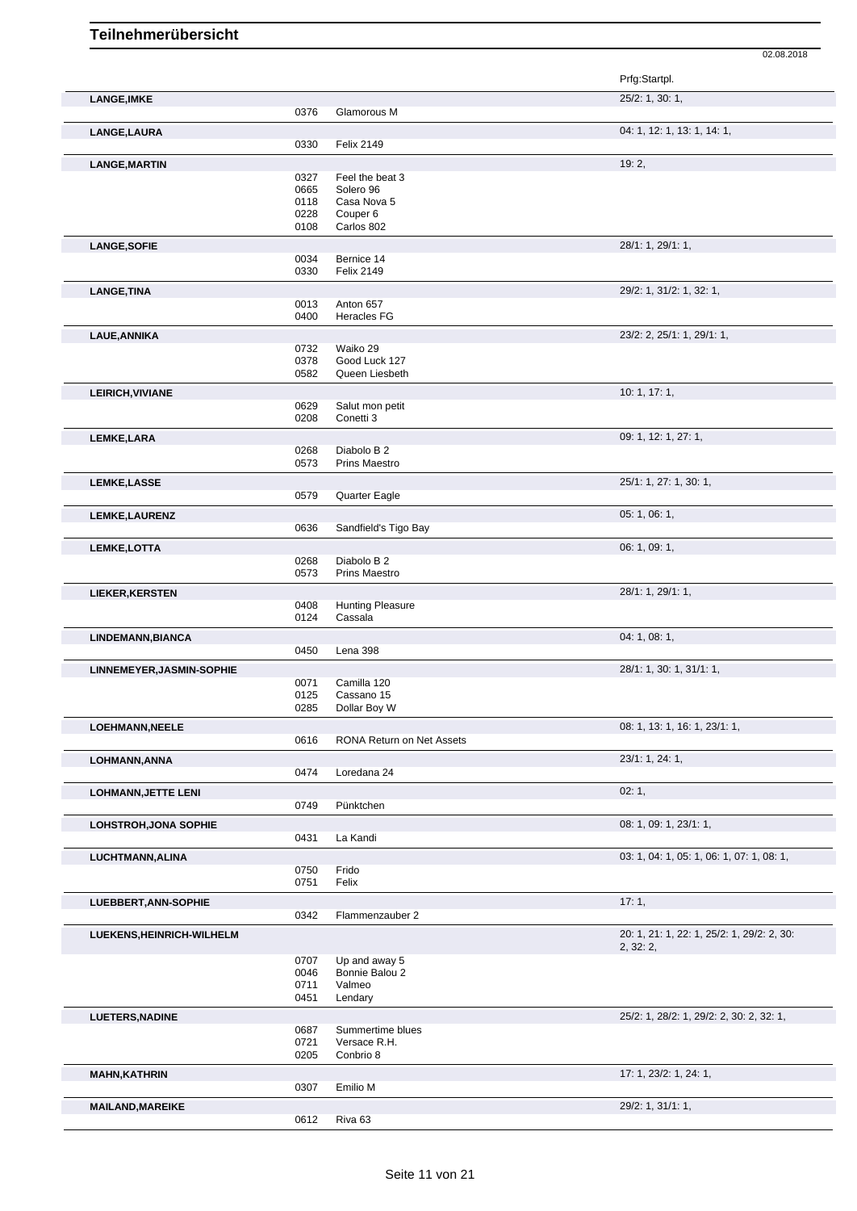# Teilnehmerübersicht

02.08.2018

| Name | Nr. | Pferd | Prfg:Startpl. |
|---|---|---|---|
| **LANGE,IMKE** | | | 25/2: 1, 30: 1, |
| | 0376 | Glamorous M | |
| **LANGE,LAURA** | | | 04: 1, 12: 1, 13: 1, 14: 1, |
| | 0330 | Felix 2149 | |
| **LANGE,MARTIN** | | | 19: 2, |
| | 0327 | Feel the beat 3 | |
| | 0665 | Solero 96 | |
| | 0118 | Casa Nova 5 | |
| | 0228 | Couper 6 | |
| | 0108 | Carlos 802 | |
| **LANGE,SOFIE** | | | 28/1: 1, 29/1: 1, |
| | 0034 | Bernice 14 | |
| | 0330 | Felix 2149 | |
| **LANGE,TINA** | | | 29/2: 1, 31/2: 1, 32: 1, |
| | 0013 | Anton 657 | |
| | 0400 | Heracles FG | |
| **LAUE,ANNIKA** | | | 23/2: 2, 25/1: 1, 29/1: 1, |
| | 0732 | Waiko 29 | |
| | 0378 | Good Luck 127 | |
| | 0582 | Queen Liesbeth | |
| **LEIRICH,VIVIANE** | | | 10: 1, 17: 1, |
| | 0629 | Salut mon petit | |
| | 0208 | Conetti 3 | |
| **LEMKE,LARA** | | | 09: 1, 12: 1, 27: 1, |
| | 0268 | Diabolo B 2 | |
| | 0573 | Prins Maestro | |
| **LEMKE,LASSE** | | | 25/1: 1, 27: 1, 30: 1, |
| | 0579 | Quarter Eagle | |
| **LEMKE,LAURENZ** | | | 05: 1, 06: 1, |
| | 0636 | Sandfield's Tigo Bay | |
| **LEMKE,LOTTA** | | | 06: 1, 09: 1, |
| | 0268 | Diabolo B 2 | |
| | 0573 | Prins Maestro | |
| **LIEKER,KERSTEN** | | | 28/1: 1, 29/1: 1, |
| | 0408 | Hunting Pleasure | |
| | 0124 | Cassala | |
| **LINDEMANN,BIANCA** | | | 04: 1, 08: 1, |
| | 0450 | Lena 398 | |
| **LINNEMEYER,JASMIN-SOPHIE** | | | 28/1: 1, 30: 1, 31/1: 1, |
| | 0071 | Camilla 120 | |
| | 0125 | Cassano 15 | |
| | 0285 | Dollar Boy W | |
| **LOEHMANN,NEELE** | | | 08: 1, 13: 1, 16: 1, 23/1: 1, |
| | 0616 | RONA Return on Net Assets | |
| **LOHMANN,ANNA** | | | 23/1: 1, 24: 1, |
| | 0474 | Loredana 24 | |
| **LOHMANN,JETTE LENI** | | | 02: 1, |
| | 0749 | Pünktchen | |
| **LOHSTROH,JONA SOPHIE** | | | 08: 1, 09: 1, 23/1: 1, |
| | 0431 | La Kandi | |
| **LUCHTMANN,ALINA** | | | 03: 1, 04: 1, 05: 1, 06: 1, 07: 1, 08: 1, |
| | 0750 | Frido | |
| | 0751 | Felix | |
| **LUEBBERT,ANN-SOPHIE** | | | 17: 1, |
| | 0342 | Flammenzauber 2 | |
| **LUEKENS,HEINRICH-WILHELM** | | | 20: 1, 21: 1, 22: 1, 25/2: 1, 29/2: 2, 30: 2, 32: 2, |
| | 0707 | Up and away 5 | |
| | 0046 | Bonnie Balou 2 | |
| | 0711 | Valmeo | |
| | 0451 | Lendary | |
| **LUETERS,NADINE** | | | 25/2: 1, 28/2: 1, 29/2: 2, 30: 2, 32: 1, |
| | 0687 | Summertime blues | |
| | 0721 | Versace R.H. | |
| | 0205 | Conbrio 8 | |
| **MAHN,KATHRIN** | | | 17: 1, 23/2: 1, 24: 1, |
| | 0307 | Emilio M | |
| **MAILAND,MAREIKE** | | | 29/2: 1, 31/1: 1, |
| | 0612 | Riva 63 | |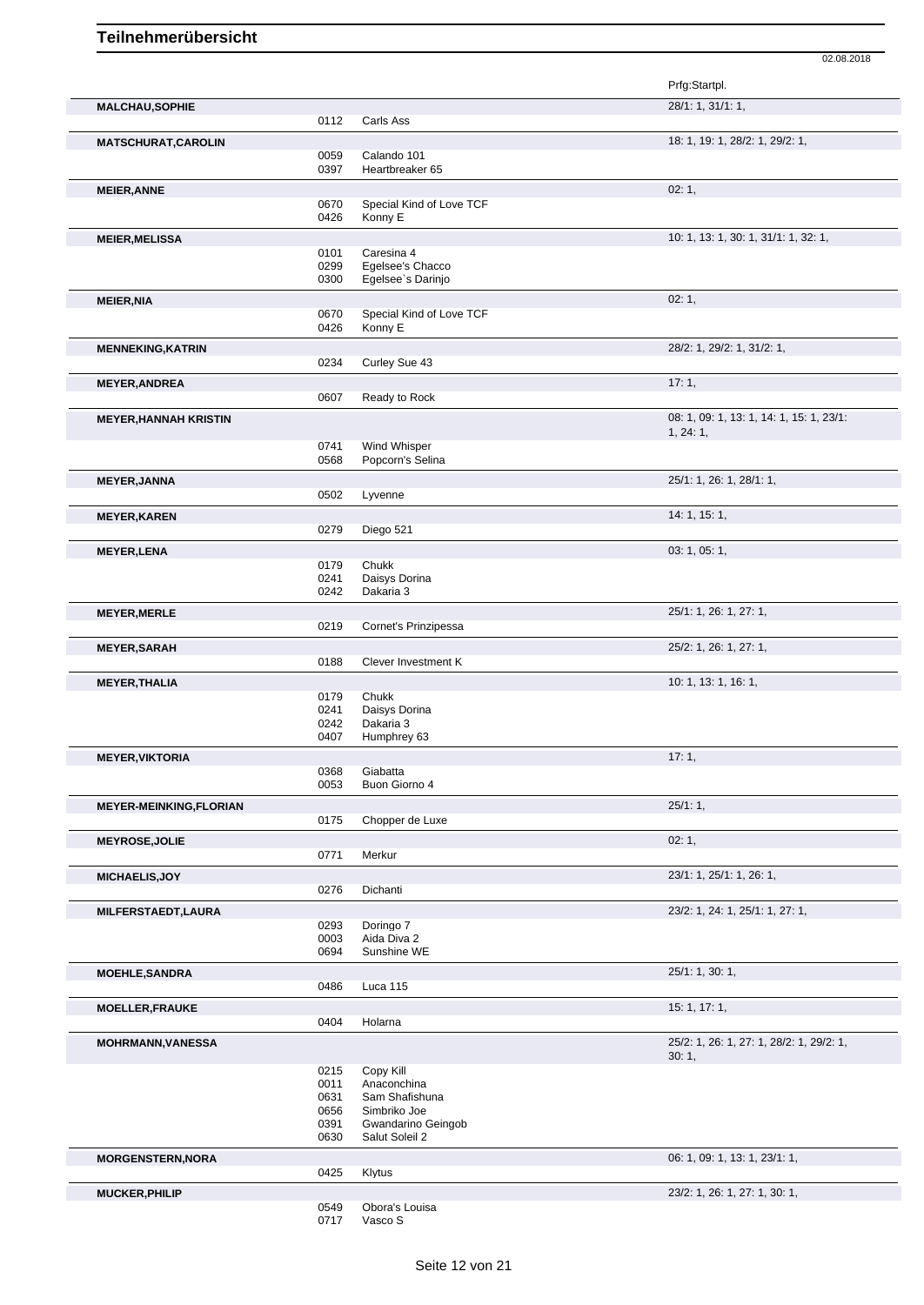# Teilnehmerübersicht

02.08.2018

| Name | Nr. | Pferd | Prfg:Startpl. |
|---|---|---|---|
| **MALCHAU,SOPHIE** | | | 28/1: 1, 31/1: 1, |
| | 0112 | Carls Ass | |
| **MATSCHURAT,CAROLIN** | | | 18: 1, 19: 1, 28/2: 1, 29/2: 1, |
| | 0059 | Calando 101 | |
| | 0397 | Heartbreaker 65 | |
| **MEIER,ANNE** | | | 02: 1, |
| | 0670 | Special Kind of Love TCF | |
| | 0426 | Konny E | |
| **MEIER,MELISSA** | | | 10: 1, 13: 1, 30: 1, 31/1: 1, 32: 1, |
| | 0101 | Caresina 4 | |
| | 0299 | Egelsee's Chacco | |
| | 0300 | Egelsee`s Darinjo | |
| **MEIER,NIA** | | | 02: 1, |
| | 0670 | Special Kind of Love TCF | |
| | 0426 | Konny E | |
| **MENNEKING,KATRIN** | | | 28/2: 1, 29/2: 1, 31/2: 1, |
| | 0234 | Curley Sue 43 | |
| **MEYER,ANDREA** | | | 17: 1, |
| | 0607 | Ready to Rock | |
| **MEYER,HANNAH KRISTIN** | | | 08: 1, 09: 1, 13: 1, 14: 1, 15: 1, 23/1: 1, 24: 1, |
| | 0741 | Wind Whisper | |
| | 0568 | Popcorn's Selina | |
| **MEYER,JANNA** | | | 25/1: 1, 26: 1, 28/1: 1, |
| | 0502 | Lyvenne | |
| **MEYER,KAREN** | | | 14: 1, 15: 1, |
| | 0279 | Diego 521 | |
| **MEYER,LENA** | | | 03: 1, 05: 1, |
| | 0179 | Chukk | |
| | 0241 | Daisys Dorina | |
| | 0242 | Dakaria 3 | |
| **MEYER,MERLE** | | | 25/1: 1, 26: 1, 27: 1, |
| | 0219 | Cornet's Prinzipessa | |
| **MEYER,SARAH** | | | 25/2: 1, 26: 1, 27: 1, |
| | 0188 | Clever Investment K | |
| **MEYER,THALIA** | | | 10: 1, 13: 1, 16: 1, |
| | 0179 | Chukk | |
| | 0241 | Daisys Dorina | |
| | 0242 | Dakaria 3 | |
| | 0407 | Humphrey 63 | |
| **MEYER,VIKTORIA** | | | 17: 1, |
| | 0368 | Giabatta | |
| | 0053 | Buon Giorno 4 | |
| **MEYER-MEINKING,FLORIAN** | | | 25/1: 1, |
| | 0175 | Chopper de Luxe | |
| **MEYROSE,JOLIE** | | | 02: 1, |
| | 0771 | Merkur | |
| **MICHAELIS,JOY** | | | 23/1: 1, 25/1: 1, 26: 1, |
| | 0276 | Dichanti | |
| **MILFERSTAEDT,LAURA** | | | 23/2: 1, 24: 1, 25/1: 1, 27: 1, |
| | 0293 | Doringo 7 | |
| | 0003 | Aida Diva 2 | |
| | 0694 | Sunshine WE | |
| **MOEHLE,SANDRA** | | | 25/1: 1, 30: 1, |
| | 0486 | Luca 115 | |
| **MOELLER,FRAUKE** | | | 15: 1, 17: 1, |
| | 0404 | Holarna | |
| **MOHRMANN,VANESSA** | | | 25/2: 1, 26: 1, 27: 1, 28/2: 1, 29/2: 1, 30: 1, |
| | 0215 | Copy Kill | |
| | 0011 | Anaconchina | |
| | 0631 | Sam Shafishuna | |
| | 0656 | Simbriko Joe | |
| | 0391 | Gwandarino Geingob | |
| | 0630 | Salut Soleil 2 | |
| **MORGENSTERN,NORA** | | | 06: 1, 09: 1, 13: 1, 23/1: 1, |
| | 0425 | Klytus | |
| **MUCKER,PHILIP** | | | 23/2: 1, 26: 1, 27: 1, 30: 1, |
| | 0549 | Obora's Louisa | |
| | 0717 | Vasco S | |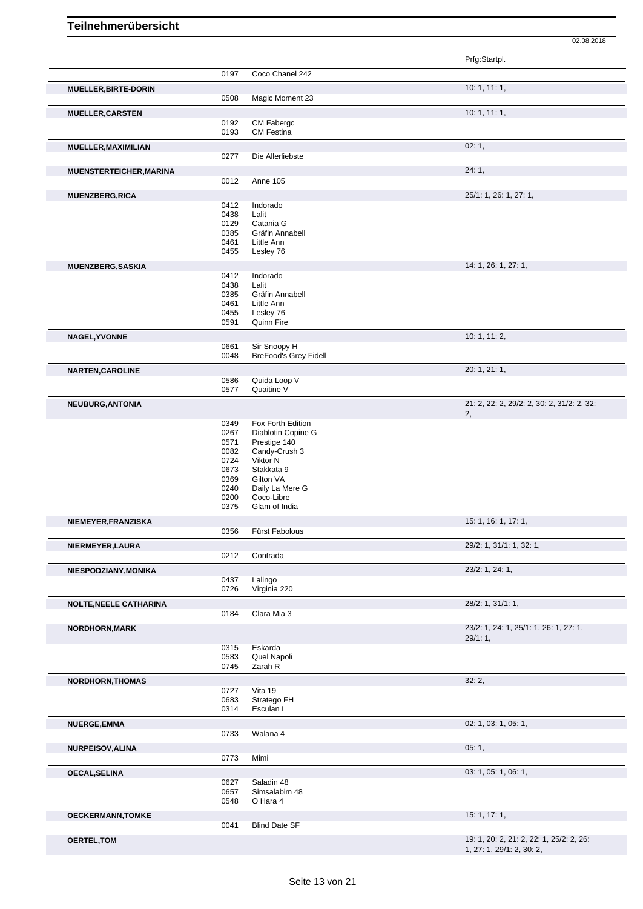# Teilnehmerübersicht

02.08.2018

| Teilnehmer | Nr. | Pferd | Prfg:Startpl. |
|---|---|---|---|
| | 0197 | Coco Chanel 242 | |
| **MUELLER,BIRTE-DORIN** | | | 10: 1, 11: 1, |
| | 0508 | Magic Moment 23 | |
| **MUELLER,CARSTEN** | | | 10: 1, 11: 1, |
| | 0192 | CM Fabergc | |
| | 0193 | CM Festina | |
| **MUELLER,MAXIMILIAN** | | | 02: 1, |
| | 0277 | Die Allerliebste | |
| **MUENSTERTEICHER,MARINA** | | | 24: 1, |
| | 0012 | Anne 105 | |
| **MUENZBERG,RICA** | | | 25/1: 1, 26: 1, 27: 1, |
| | 0412 | Indorado | |
| | 0438 | Lalit | |
| | 0129 | Catania G | |
| | 0385 | Gräfin Annabell | |
| | 0461 | Little Ann | |
| | 0455 | Lesley 76 | |
| **MUENZBERG,SASKIA** | | | 14: 1, 26: 1, 27: 1, |
| | 0412 | Indorado | |
| | 0438 | Lalit | |
| | 0385 | Gräfin Annabell | |
| | 0461 | Little Ann | |
| | 0455 | Lesley 76 | |
| | 0591 | Quinn Fire | |
| **NAGEL,YVONNE** | | | 10: 1, 11: 2, |
| | 0661 | Sir Snoopy H | |
| | 0048 | BreFood's Grey Fidell | |
| **NARTEN,CAROLINE** | | | 20: 1, 21: 1, |
| | 0586 | Quida Loop V | |
| | 0577 | Quaitine V | |
| **NEUBURG,ANTONIA** | | | 21: 2, 22: 2, 29/2: 2, 30: 2, 31/2: 2, 32: 2, |
| | 0349 | Fox Forth Edition | |
| | 0267 | Diablotin Copine G | |
| | 0571 | Prestige 140 | |
| | 0082 | Candy-Crush 3 | |
| | 0724 | Viktor N | |
| | 0673 | Stakkata 9 | |
| | 0369 | Gilton VA | |
| | 0240 | Daily La Mere G | |
| | 0200 | Coco-Libre | |
| | 0375 | Glam of India | |
| **NIEMEYER,FRANZISKA** | | | 15: 1, 16: 1, 17: 1, |
| | 0356 | Fürst Fabolous | |
| **NIERMEYER,LAURA** | | | 29/2: 1, 31/1: 1, 32: 1, |
| | 0212 | Contrada | |
| **NIESPODZIANY,MONIKA** | | | 23/2: 1, 24: 1, |
| | 0437 | Lalingo | |
| | 0726 | Virginia 220 | |
| **NOLTE,NEELE CATHARINA** | | | 28/2: 1, 31/1: 1, |
| | 0184 | Clara Mia 3 | |
| **NORDHORN,MARK** | | | 23/2: 1, 24: 1, 25/1: 1, 26: 1, 27: 1, 29/1: 1, |
| | 0315 | Eskarda | |
| | 0583 | Quel Napoli | |
| | 0745 | Zarah R | |
| **NORDHORN,THOMAS** | | | 32: 2, |
| | 0727 | Vita 19 | |
| | 0683 | Stratego FH | |
| | 0314 | Esculan L | |
| **NUERGE,EMMA** | | | 02: 1, 03: 1, 05: 1, |
| | 0733 | Walana 4 | |
| **NURPEISOV,ALINA** | | | 05: 1, |
| | 0773 | Mimi | |
| **OECAL,SELINA** | | | 03: 1, 05: 1, 06: 1, |
| | 0627 | Saladin 48 | |
| | 0657 | Simsalabim 48 | |
| | 0548 | O Hara 4 | |
| **OECKERMANN,TOMKE** | | | 15: 1, 17: 1, |
| | 0041 | Blind Date SF | |
| **OERTEL,TOM** | | | 19: 1, 20: 2, 21: 2, 22: 1, 25/2: 2, 26: 1, 27: 1, 29/1: 2, 30: 2, |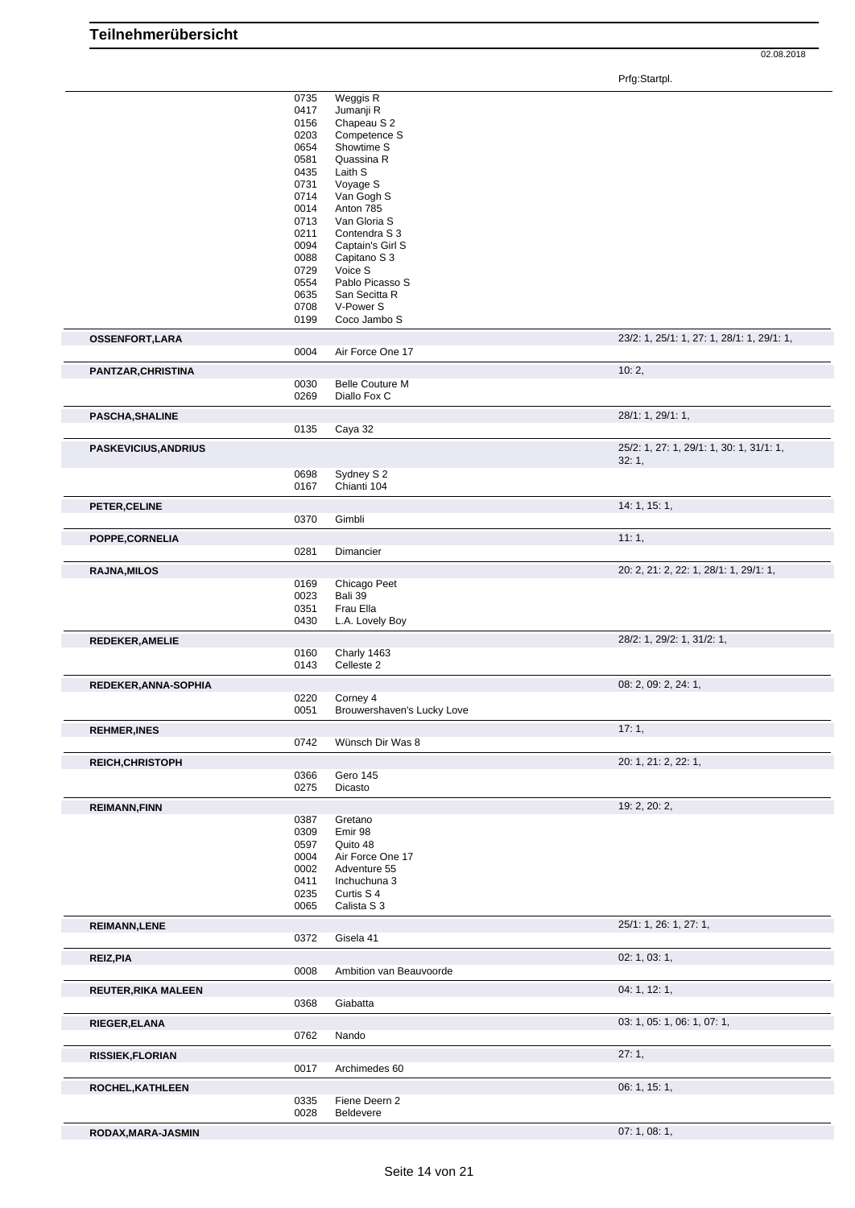# Teilnehmerübersicht

02.08.2018

| Teilnehmer | Nr. | Pferd | Prfg:Startpl. |
|---|---|---|---|
| | 0735 | Weggis R | |
| | 0417 | Jumanji R | |
| | 0156 | Chapeau S 2 | |
| | 0203 | Competence S | |
| | 0654 | Showtime S | |
| | 0581 | Quassina R | |
| | 0435 | Laith S | |
| | 0731 | Voyage S | |
| | 0714 | Van Gogh S | |
| | 0014 | Anton 785 | |
| | 0713 | Van Gloria S | |
| | 0211 | Contendra S 3 | |
| | 0094 | Captain's Girl S | |
| | 0088 | Capitano S 3 | |
| | 0729 | Voice S | |
| | 0554 | Pablo Picasso S | |
| | 0635 | San Secitta R | |
| | 0708 | V-Power S | |
| | 0199 | Coco Jambo S | |
| **OSSENFORT,LARA** | | | 23/2: 1, 25/1: 1, 27: 1, 28/1: 1, 29/1: 1, |
| | 0004 | Air Force One 17 | |
| **PANTZAR,CHRISTINA** | | | 10: 2, |
| | 0030 | Belle Couture M | |
| | 0269 | Diallo Fox C | |
| **PASCHA,SHALINE** | | | 28/1: 1, 29/1: 1, |
| | 0135 | Caya 32 | |
| **PASKEVICIUS,ANDRIUS** | | | 25/2: 1, 27: 1, 29/1: 1, 30: 1, 31/1: 1, 32: 1, |
| | 0698 | Sydney S 2 | |
| | 0167 | Chianti 104 | |
| **PETER,CELINE** | | | 14: 1, 15: 1, |
| | 0370 | Gimbli | |
| **POPPE,CORNELIA** | | | 11: 1, |
| | 0281 | Dimancier | |
| **RAJNA,MILOS** | | | 20: 2, 21: 2, 22: 1, 28/1: 1, 29/1: 1, |
| | 0169 | Chicago Peet | |
| | 0023 | Bali 39 | |
| | 0351 | Frau Ella | |
| | 0430 | L.A. Lovely Boy | |
| **REDEKER,AMELIE** | | | 28/2: 1, 29/2: 1, 31/2: 1, |
| | 0160 | Charly 1463 | |
| | 0143 | Celleste 2 | |
| **REDEKER,ANNA-SOPHIA** | | | 08: 2, 09: 2, 24: 1, |
| | 0220 | Corney 4 | |
| | 0051 | Brouwershaven's Lucky Love | |
| **REHMER,INES** | | | 17: 1, |
| | 0742 | Wünsch Dir Was 8 | |
| **REICH,CHRISTOPH** | | | 20: 1, 21: 2, 22: 1, |
| | 0366 | Gero 145 | |
| | 0275 | Dicasto | |
| **REIMANN,FINN** | | | 19: 2, 20: 2, |
| | 0387 | Gretano | |
| | 0309 | Emir 98 | |
| | 0597 | Quito 48 | |
| | 0004 | Air Force One 17 | |
| | 0002 | Adventure 55 | |
| | 0411 | Inchuchuna 3 | |
| | 0235 | Curtis S 4 | |
| | 0065 | Calista S 3 | |
| **REIMANN,LENE** | | | 25/1: 1, 26: 1, 27: 1, |
| | 0372 | Gisela 41 | |
| **REIZ,PIA** | | | 02: 1, 03: 1, |
| | 0008 | Ambition van Beauvoorde | |
| **REUTER,RIKA MALEEN** | | | 04: 1, 12: 1, |
| | 0368 | Giabatta | |
| **RIEGER,ELANA** | | | 03: 1, 05: 1, 06: 1, 07: 1, |
| | 0762 | Nando | |
| **RISSIEK,FLORIAN** | | | 27: 1, |
| | 0017 | Archimedes 60 | |
| **ROCHEL,KATHLEEN** | | | 06: 1, 15: 1, |
| | 0335 | Fiene Deern 2 | |
| | 0028 | Beldevere | |
| **RODAX,MARA-JASMIN** | | | 07: 1, 08: 1, |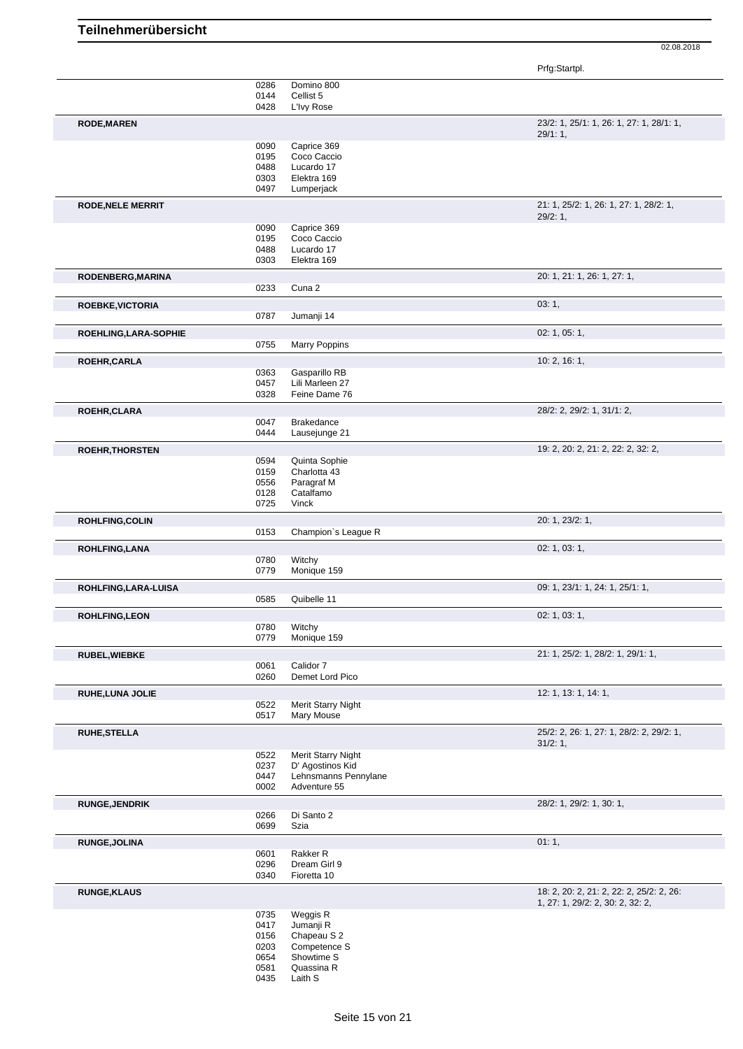# Teilnehmerübersicht

02.08.2018

| Name | Nr. | Pferd | Prfg:Startpl. |
|---|---|---|---|
| | 0286 | Domino 800 | |
| | 0144 | Cellist 5 | |
| | 0428 | L'Ivy Rose | |
| **RODE,MAREN** | | | 23/2: 1, 25/1: 1, 26: 1, 27: 1, 28/1: 1, 29/1: 1, |
| | 0090 | Caprice 369 | |
| | 0195 | Coco Caccio | |
| | 0488 | Lucardo 17 | |
| | 0303 | Elektra 169 | |
| | 0497 | Lumperjack | |
| **RODE,NELE MERRIT** | | | 21: 1, 25/2: 1, 26: 1, 27: 1, 28/2: 1, 29/2: 1, |
| | 0090 | Caprice 369 | |
| | 0195 | Coco Caccio | |
| | 0488 | Lucardo 17 | |
| | 0303 | Elektra 169 | |
| **RODENBERG,MARINA** | | | 20: 1, 21: 1, 26: 1, 27: 1, |
| | 0233 | Cuna 2 | |
| **ROEBKE,VICTORIA** | | | 03: 1, |
| | 0787 | Jumanji 14 | |
| **ROEHLING,LARA-SOPHIE** | | | 02: 1, 05: 1, |
| | 0755 | Marry Poppins | |
| **ROEHR,CARLA** | | | 10: 2, 16: 1, |
| | 0363 | Gasparillo RB | |
| | 0457 | Lili Marleen 27 | |
| | 0328 | Feine Dame 76 | |
| **ROEHR,CLARA** | | | 28/2: 2, 29/2: 1, 31/1: 2, |
| | 0047 | Brakedance | |
| | 0444 | Lausejunge 21 | |
| **ROEHR,THORSTEN** | | | 19: 2, 20: 2, 21: 2, 22: 2, 32: 2, |
| | 0594 | Quinta Sophie | |
| | 0159 | Charlotta 43 | |
| | 0556 | Paragraf M | |
| | 0128 | Catalfamo | |
| | 0725 | Vinck | |
| **ROHLFING,COLIN** | | | 20: 1, 23/2: 1, |
| | 0153 | Champion`s League R | |
| **ROHLFING,LANA** | | | 02: 1, 03: 1, |
| | 0780 | Witchy | |
| | 0779 | Monique 159 | |
| **ROHLFING,LARA-LUISA** | | | 09: 1, 23/1: 1, 24: 1, 25/1: 1, |
| | 0585 | Quibelle 11 | |
| **ROHLFING,LEON** | | | 02: 1, 03: 1, |
| | 0780 | Witchy | |
| | 0779 | Monique 159 | |
| **RUBEL,WIEBKE** | | | 21: 1, 25/2: 1, 28/2: 1, 29/1: 1, |
| | 0061 | Calidor 7 | |
| | 0260 | Demet Lord Pico | |
| **RUHE,LUNA JOLIE** | | | 12: 1, 13: 1, 14: 1, |
| | 0522 | Merit Starry Night | |
| | 0517 | Mary Mouse | |
| **RUHE,STELLA** | | | 25/2: 2, 26: 1, 27: 1, 28/2: 2, 29/2: 1, 31/2: 1, |
| | 0522 | Merit Starry Night | |
| | 0237 | D' Agostinos Kid | |
| | 0447 | Lehnsmanns Pennylane | |
| | 0002 | Adventure 55 | |
| **RUNGE,JENDRIK** | | | 28/2: 1, 29/2: 1, 30: 1, |
| | 0266 | Di Santo 2 | |
| | 0699 | Szia | |
| **RUNGE,JOLINA** | | | 01: 1, |
| | 0601 | Rakker R | |
| | 0296 | Dream Girl 9 | |
| | 0340 | Fioretta 10 | |
| **RUNGE,KLAUS** | | | 18: 2, 20: 2, 21: 2, 22: 2, 25/2: 2, 26: 1, 27: 1, 29/2: 2, 30: 2, 32: 2, |
| | 0735 | Weggis R | |
| | 0417 | Jumanji R | |
| | 0156 | Chapeau S 2 | |
| | 0203 | Competence S | |
| | 0654 | Showtime S | |
| | 0581 | Quassina R | |
| | 0435 | Laith S | |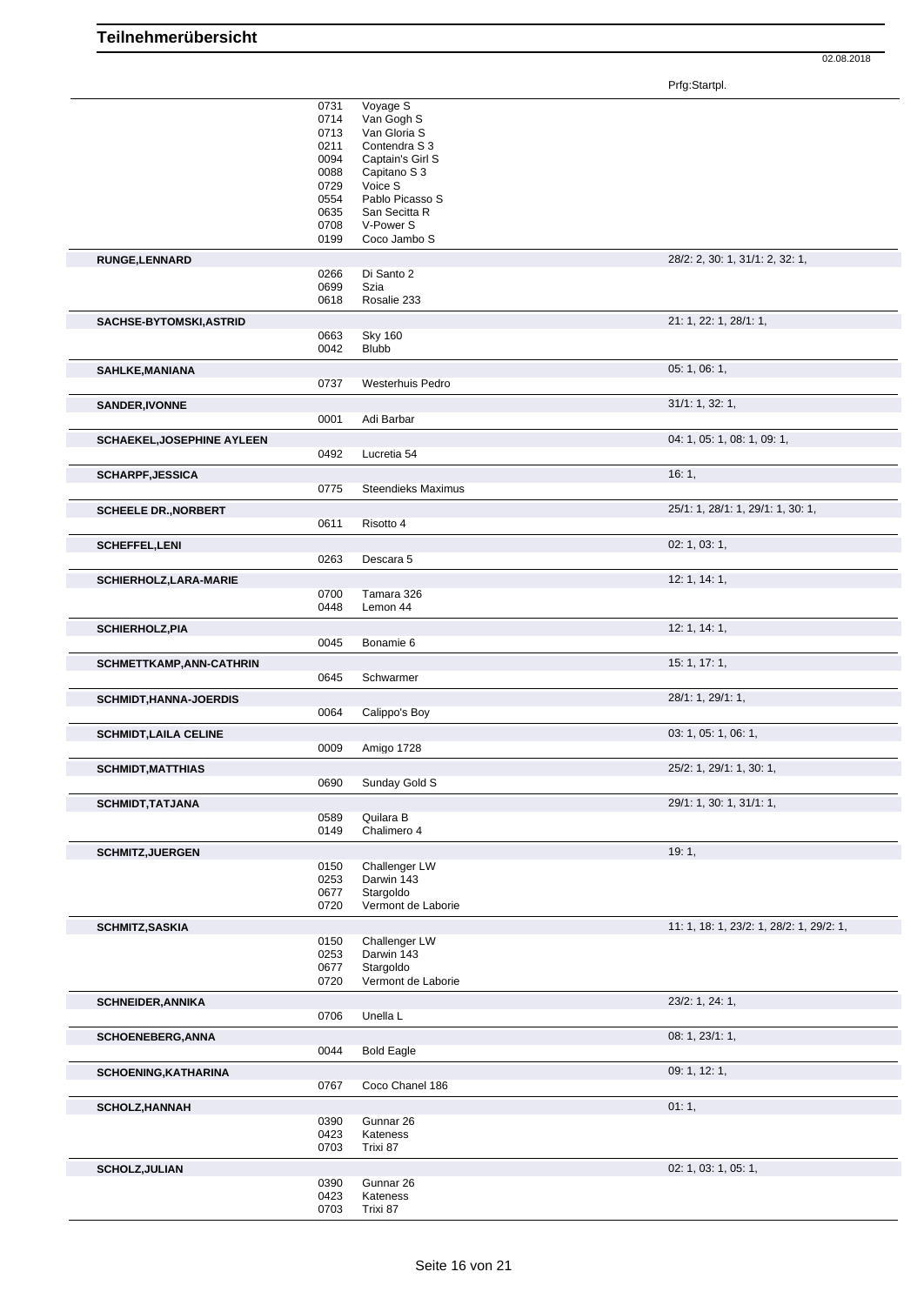# Teilnehmerübersicht

02.08.2018

| Teilnehmer | Nr. | Pferd | Prfg:Startpl. |
|---|---|---|---|
| | 0731 | Voyage S | |
| | 0714 | Van Gogh S | |
| | 0713 | Van Gloria S | |
| | 0211 | Contendra S 3 | |
| | 0094 | Captain's Girl S | |
| | 0088 | Capitano S 3 | |
| | 0729 | Voice S | |
| | 0554 | Pablo Picasso S | |
| | 0635 | San Secitta R | |
| | 0708 | V-Power S | |
| | 0199 | Coco Jambo S | |
| **RUNGE,LENNARD** | | | 28/2: 2, 30: 1, 31/1: 2, 32: 1, |
| | 0266 | Di Santo 2 | |
| | 0699 | Szia | |
| | 0618 | Rosalie 233 | |
| **SACHSE-BYTOMSKI,ASTRID** | | | 21: 1, 22: 1, 28/1: 1, |
| | 0663 | Sky 160 | |
| | 0042 | Blubb | |
| **SAHLKE,MANIANA** | | | 05: 1, 06: 1, |
| | 0737 | Westerhuis Pedro | |
| **SANDER,IVONNE** | | | 31/1: 1, 32: 1, |
| | 0001 | Adi Barbar | |
| **SCHAEKEL,JOSEPHINE AYLEEN** | | | 04: 1, 05: 1, 08: 1, 09: 1, |
| | 0492 | Lucretia 54 | |
| **SCHARPF,JESSICA** | | | 16: 1, |
| | 0775 | Steendieks Maximus | |
| **SCHEELE DR.,NORBERT** | | | 25/1: 1, 28/1: 1, 29/1: 1, 30: 1, |
| | 0611 | Risotto 4 | |
| **SCHEFFEL,LENI** | | | 02: 1, 03: 1, |
| | 0263 | Descara 5 | |
| **SCHIERHOLZ,LARA-MARIE** | | | 12: 1, 14: 1, |
| | 0700 | Tamara 326 | |
| | 0448 | Lemon 44 | |
| **SCHIERHOLZ,PIA** | | | 12: 1, 14: 1, |
| | 0045 | Bonamie 6 | |
| **SCHMETTKAMP,ANN-CATHRIN** | | | 15: 1, 17: 1, |
| | 0645 | Schwarmer | |
| **SCHMIDT,HANNA-JOERDIS** | | | 28/1: 1, 29/1: 1, |
| | 0064 | Calippo's Boy | |
| **SCHMIDT,LAILA CELINE** | | | 03: 1, 05: 1, 06: 1, |
| | 0009 | Amigo 1728 | |
| **SCHMIDT,MATTHIAS** | | | 25/2: 1, 29/1: 1, 30: 1, |
| | 0690 | Sunday Gold S | |
| **SCHMIDT,TATJANA** | | | 29/1: 1, 30: 1, 31/1: 1, |
| | 0589 | Quilara B | |
| | 0149 | Chalimero 4 | |
| **SCHMITZ,JUERGEN** | | | 19: 1, |
| | 0150 | Challenger LW | |
| | 0253 | Darwin 143 | |
| | 0677 | Stargoldo | |
| | 0720 | Vermont de Laborie | |
| **SCHMITZ,SASKIA** | | | 11: 1, 18: 1, 23/2: 1, 28/2: 1, 29/2: 1, |
| | 0150 | Challenger LW | |
| | 0253 | Darwin 143 | |
| | 0677 | Stargoldo | |
| | 0720 | Vermont de Laborie | |
| **SCHNEIDER,ANNIKA** | | | 23/2: 1, 24: 1, |
| | 0706 | Unella L | |
| **SCHOENEBERG,ANNA** | | | 08: 1, 23/1: 1, |
| | 0044 | Bold Eagle | |
| **SCHOENING,KATHARINA** | | | 09: 1, 12: 1, |
| | 0767 | Coco Chanel 186 | |
| **SCHOLZ,HANNAH** | | | 01: 1, |
| | 0390 | Gunnar 26 | |
| | 0423 | Kateness | |
| | 0703 | Trixi 87 | |
| **SCHOLZ,JULIAN** | | | 02: 1, 03: 1, 05: 1, |
| | 0390 | Gunnar 26 | |
| | 0423 | Kateness | |
| | 0703 | Trixi 87 | |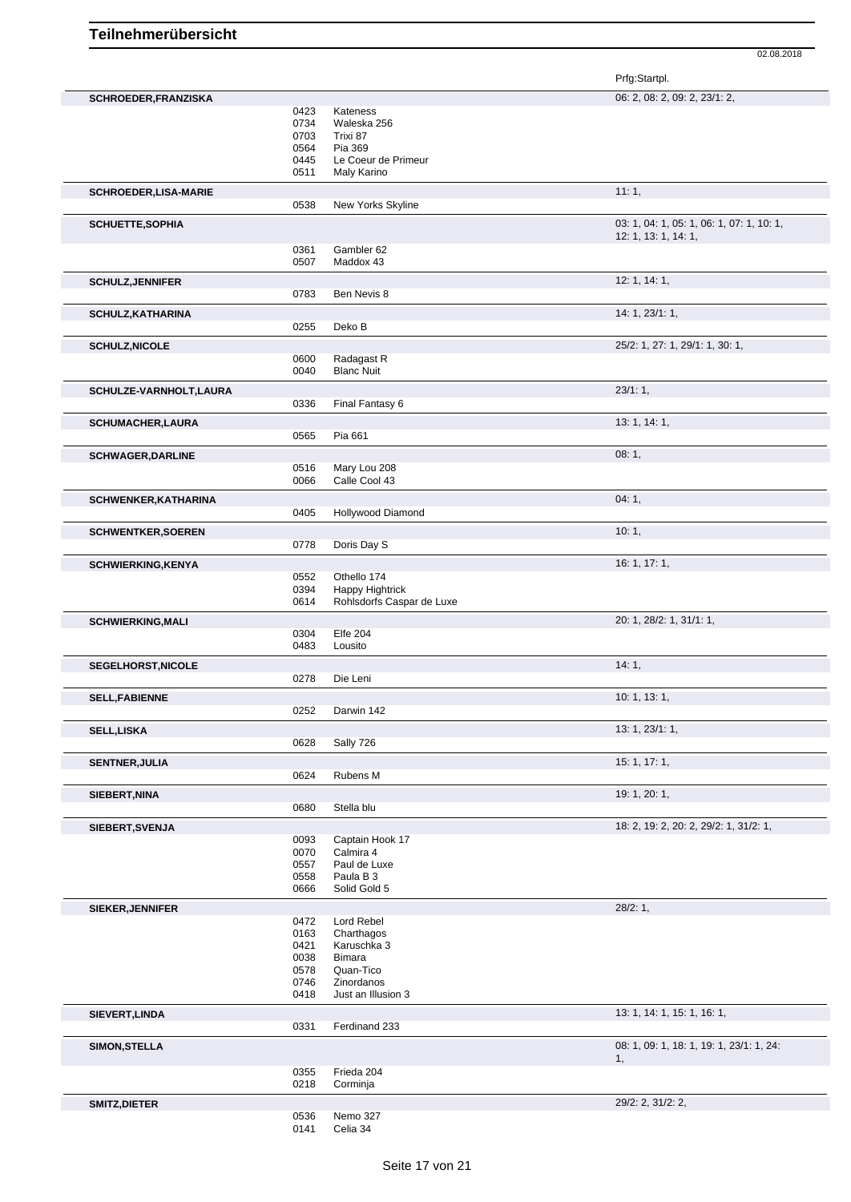# Teilnehmerübersicht

02.08.2018

| Name | Nr. | Pferd | Prfg:Startpl. |
|---|---|---|---|
| **SCHROEDER,FRANZISKA** | | | 06: 2, 08: 2, 09: 2, 23/1: 2, |
| | 0423 | Kateness | |
| | 0734 | Waleska 256 | |
| | 0703 | Trixi 87 | |
| | 0564 | Pia 369 | |
| | 0445 | Le Coeur de Primeur | |
| | 0511 | Maly Karino | |
| **SCHROEDER,LISA-MARIE** | | | 11: 1, |
| | 0538 | New Yorks Skyline | |
| **SCHUETTE,SOPHIA** | | | 03: 1, 04: 1, 05: 1, 06: 1, 07: 1, 10: 1, 12: 1, 13: 1, 14: 1, |
| | 0361 | Gambler 62 | |
| | 0507 | Maddox 43 | |
| **SCHULZ,JENNIFER** | | | 12: 1, 14: 1, |
| | 0783 | Ben Nevis 8 | |
| **SCHULZ,KATHARINA** | | | 14: 1, 23/1: 1, |
| | 0255 | Deko B | |
| **SCHULZ,NICOLE** | | | 25/2: 1, 27: 1, 29/1: 1, 30: 1, |
| | 0600 | Radagast R | |
| | 0040 | Blanc Nuit | |
| **SCHULZE-VARNHOLT,LAURA** | | | 23/1: 1, |
| | 0336 | Final Fantasy 6 | |
| **SCHUMACHER,LAURA** | | | 13: 1, 14: 1, |
| | 0565 | Pia 661 | |
| **SCHWAGER,DARLINE** | | | 08: 1, |
| | 0516 | Mary Lou 208 | |
| | 0066 | Calle Cool 43 | |
| **SCHWENKER,KATHARINA** | | | 04: 1, |
| | 0405 | Hollywood Diamond | |
| **SCHWENTKER,SOEREN** | | | 10: 1, |
| | 0778 | Doris Day S | |
| **SCHWIERKING,KENYA** | | | 16: 1, 17: 1, |
| | 0552 | Othello 174 | |
| | 0394 | Happy Hightrick | |
| | 0614 | Rohlsdorfs Caspar de Luxe | |
| **SCHWIERKING,MALI** | | | 20: 1, 28/2: 1, 31/1: 1, |
| | 0304 | Elfe 204 | |
| | 0483 | Lousito | |
| **SEGELHORST,NICOLE** | | | 14: 1, |
| | 0278 | Die Leni | |
| **SELL,FABIENNE** | | | 10: 1, 13: 1, |
| | 0252 | Darwin 142 | |
| **SELL,LISKA** | | | 13: 1, 23/1: 1, |
| | 0628 | Sally 726 | |
| **SENTNER,JULIA** | | | 15: 1, 17: 1, |
| | 0624 | Rubens M | |
| **SIEBERT,NINA** | | | 19: 1, 20: 1, |
| | 0680 | Stella blu | |
| **SIEBERT,SVENJA** | | | 18: 2, 19: 2, 20: 2, 29/2: 1, 31/2: 1, |
| | 0093 | Captain Hook 17 | |
| | 0070 | Calmira 4 | |
| | 0557 | Paul de Luxe | |
| | 0558 | Paula B 3 | |
| | 0666 | Solid Gold 5 | |
| **SIEKER,JENNIFER** | | | 28/2: 1, |
| | 0472 | Lord Rebel | |
| | 0163 | Charthagos | |
| | 0421 | Karuschka 3 | |
| | 0038 | Bimara | |
| | 0578 | Quan-Tico | |
| | 0746 | Zinordanos | |
| | 0418 | Just an Illusion 3 | |
| **SIEVERT,LINDA** | | | 13: 1, 14: 1, 15: 1, 16: 1, |
| | 0331 | Ferdinand 233 | |
| **SIMON,STELLA** | | | 08: 1, 09: 1, 18: 1, 19: 1, 23/1: 1, 24: 1, |
| | 0355 | Frieda 204 | |
| | 0218 | Corminja | |
| **SMITZ,DIETER** | | | 29/2: 2, 31/2: 2, |
| | 0536 | Nemo 327 | |
| | 0141 | Celia 34 | |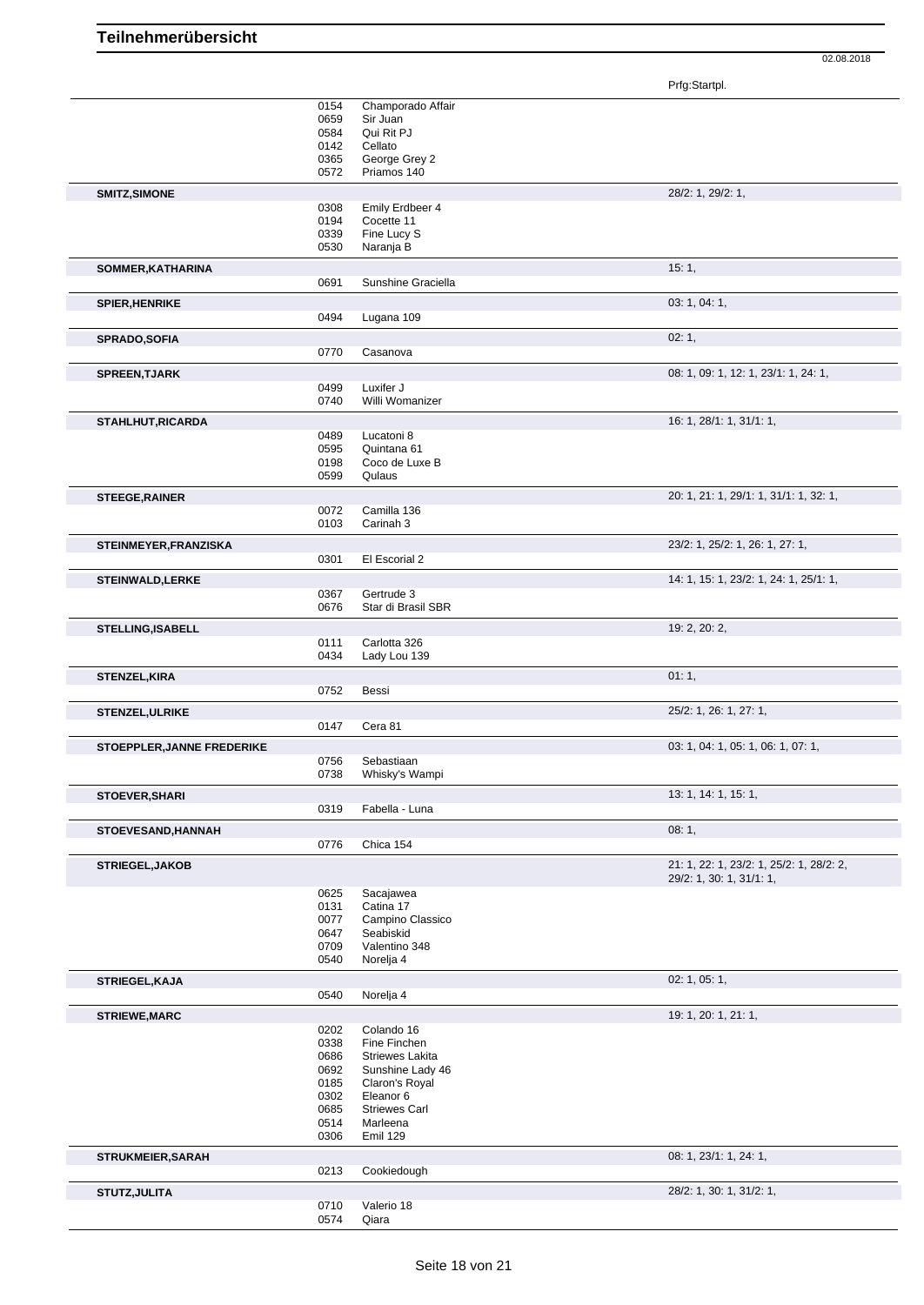# Teilnehmerübersicht

02.08.2018

| | | | Prfg:Startpl. |
|---|---|---|---|
| | 0154 | Champorado Affair | |
| | 0659 | Sir Juan | |
| | 0584 | Qui Rit PJ | |
| | 0142 | Cellato | |
| | 0365 | George Grey 2 | |
| | 0572 | Priamos 140 | |
| **SMITZ,SIMONE** | | | 28/2: 1, 29/2: 1, |
| | 0308 | Emily Erdbeer 4 | |
| | 0194 | Cocette 11 | |
| | 0339 | Fine Lucy S | |
| | 0530 | Naranja B | |
| **SOMMER,KATHARINA** | | | 15: 1, |
| | 0691 | Sunshine Graciella | |
| **SPIER,HENRIKE** | | | 03: 1, 04: 1, |
| | 0494 | Lugana 109 | |
| **SPRADO,SOFIA** | | | 02: 1, |
| | 0770 | Casanova | |
| **SPREEN,TJARK** | | | 08: 1, 09: 1, 12: 1, 23/1: 1, 24: 1, |
| | 0499 | Luxifer J | |
| | 0740 | Willi Womanizer | |
| **STAHLHUT,RICARDA** | | | 16: 1, 28/1: 1, 31/1: 1, |
| | 0489 | Lucatoni 8 | |
| | 0595 | Quintana 61 | |
| | 0198 | Coco de Luxe B | |
| | 0599 | Qulaus | |
| **STEEGE,RAINER** | | | 20: 1, 21: 1, 29/1: 1, 31/1: 1, 32: 1, |
| | 0072 | Camilla 136 | |
| | 0103 | Carinah 3 | |
| **STEINMEYER,FRANZISKA** | | | 23/2: 1, 25/2: 1, 26: 1, 27: 1, |
| | 0301 | El Escorial 2 | |
| **STEINWALD,LERKE** | | | 14: 1, 15: 1, 23/2: 1, 24: 1, 25/1: 1, |
| | 0367 | Gertrude 3 | |
| | 0676 | Star di Brasil SBR | |
| **STELLING,ISABELL** | | | 19: 2, 20: 2, |
| | 0111 | Carlotta 326 | |
| | 0434 | Lady Lou 139 | |
| **STENZEL,KIRA** | | | 01: 1, |
| | 0752 | Bessi | |
| **STENZEL,ULRIKE** | | | 25/2: 1, 26: 1, 27: 1, |
| | 0147 | Cera 81 | |
| **STOEPPLER,JANNE FREDERIKE** | | | 03: 1, 04: 1, 05: 1, 06: 1, 07: 1, |
| | 0756 | Sebastiaan | |
| | 0738 | Whisky's Wampi | |
| **STOEVER,SHARI** | | | 13: 1, 14: 1, 15: 1, |
| | 0319 | Fabella - Luna | |
| **STOEVESAND,HANNAH** | | | 08: 1, |
| | 0776 | Chica 154 | |
| **STRIEGEL,JAKOB** | | | 21: 1, 22: 1, 23/2: 1, 25/2: 1, 28/2: 2, 29/2: 1, 30: 1, 31/1: 1, |
| | 0625 | Sacajawea | |
| | 0131 | Catina 17 | |
| | 0077 | Campino Classico | |
| | 0647 | Seabiskid | |
| | 0709 | Valentino 348 | |
| | 0540 | Norelja 4 | |
| **STRIEGEL,KAJA** | | | 02: 1, 05: 1, |
| | 0540 | Norelja 4 | |
| **STRIEWE,MARC** | | | 19: 1, 20: 1, 21: 1, |
| | 0202 | Colando 16 | |
| | 0338 | Fine Finchen | |
| | 0686 | Striewes Lakita | |
| | 0692 | Sunshine Lady 46 | |
| | 0185 | Claron's Royal | |
| | 0302 | Eleanor 6 | |
| | 0685 | Striewes Carl | |
| | 0514 | Marleena | |
| | 0306 | Emil 129 | |
| **STRUKMEIER,SARAH** | | | 08: 1, 23/1: 1, 24: 1, |
| | 0213 | Cookiedough | |
| **STUTZ,JULITA** | | | 28/2: 1, 30: 1, 31/2: 1, |
| | 0710 | Valerio 18 | |
| | 0574 | Qiara | |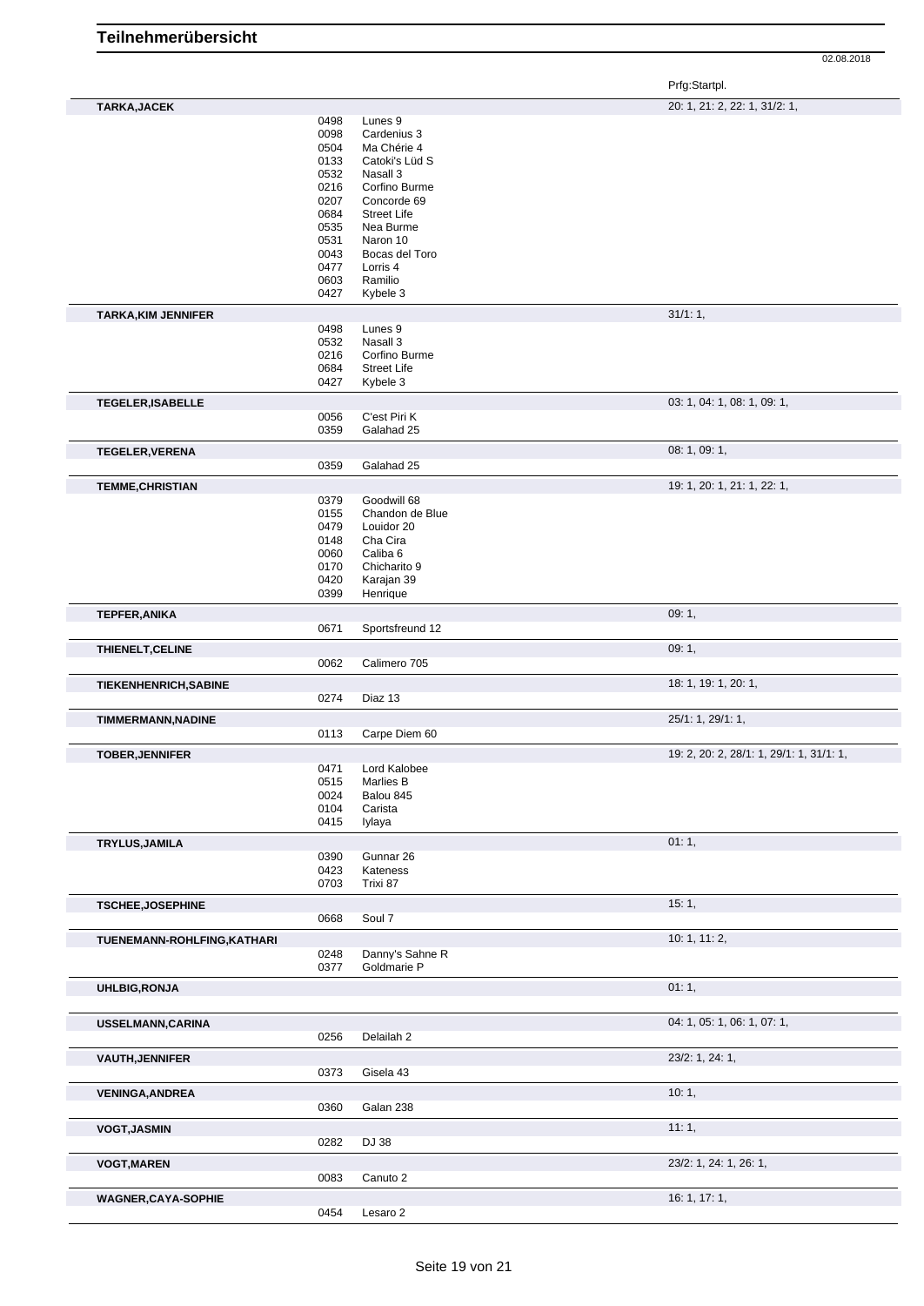# Teilnehmerübersicht

02.08.2018

| Teilnehmer | Nr. | Pferd | Prfg:Startpl. |
|---|---|---|---|
| **TARKA,JACEK** | | | 20: 1, 21: 2, 22: 1, 31/2: 1, |
| | 0498 | Lunes 9 | |
| | 0098 | Cardenius 3 | |
| | 0504 | Ma Chérie 4 | |
| | 0133 | Catoki's Lüd S | |
| | 0532 | Nasall 3 | |
| | 0216 | Corfino Burme | |
| | 0207 | Concorde 69 | |
| | 0684 | Street Life | |
| | 0535 | Nea Burme | |
| | 0531 | Naron 10 | |
| | 0043 | Bocas del Toro | |
| | 0477 | Lorris 4 | |
| | 0603 | Ramilio | |
| | 0427 | Kybele 3 | |
| **TARKA,KIM JENNIFER** | | | 31/1: 1, |
| | 0498 | Lunes 9 | |
| | 0532 | Nasall 3 | |
| | 0216 | Corfino Burme | |
| | 0684 | Street Life | |
| | 0427 | Kybele 3 | |
| **TEGELER,ISABELLE** | | | 03: 1, 04: 1, 08: 1, 09: 1, |
| | 0056 | C'est Piri K | |
| | 0359 | Galahad 25 | |
| **TEGELER,VERENA** | | | 08: 1, 09: 1, |
| | 0359 | Galahad 25 | |
| **TEMME,CHRISTIAN** | | | 19: 1, 20: 1, 21: 1, 22: 1, |
| | 0379 | Goodwill 68 | |
| | 0155 | Chandon de Blue | |
| | 0479 | Louidor 20 | |
| | 0148 | Cha Cira | |
| | 0060 | Caliba 6 | |
| | 0170 | Chicharito 9 | |
| | 0420 | Karajan 39 | |
| | 0399 | Henrique | |
| **TEPFER,ANIKA** | | | 09: 1, |
| | 0671 | Sportsfreund 12 | |
| **THIENELT,CELINE** | | | 09: 1, |
| | 0062 | Calimero 705 | |
| **TIEKENHENRICH,SABINE** | | | 18: 1, 19: 1, 20: 1, |
| | 0274 | Diaz 13 | |
| **TIMMERMANN,NADINE** | | | 25/1: 1, 29/1: 1, |
| | 0113 | Carpe Diem 60 | |
| **TOBER,JENNIFER** | | | 19: 2, 20: 2, 28/1: 1, 29/1: 1, 31/1: 1, |
| | 0471 | Lord Kalobee | |
| | 0515 | Marlies B | |
| | 0024 | Balou 845 | |
| | 0104 | Carista | |
| | 0415 | Iylaya | |
| **TRYLUS,JAMILA** | | | 01: 1, |
| | 0390 | Gunnar 26 | |
| | 0423 | Kateness | |
| | 0703 | Trixi 87 | |
| **TSCHEE,JOSEPHINE** | | | 15: 1, |
| | 0668 | Soul 7 | |
| **TUENEMANN-ROHLFING,KATHARI** | | | 10: 1, 11: 2, |
| | 0248 | Danny's Sahne R | |
| | 0377 | Goldmarie P | |
| **UHLBIG,RONJA** | | | 01: 1, |
| **USSELMANN,CARINA** | | | 04: 1, 05: 1, 06: 1, 07: 1, |
| | 0256 | Delailah 2 | |
| **VAUTH,JENNIFER** | | | 23/2: 1, 24: 1, |
| | 0373 | Gisela 43 | |
| **VENINGA,ANDREA** | | | 10: 1, |
| | 0360 | Galan 238 | |
| **VOGT,JASMIN** | | | 11: 1, |
| | 0282 | DJ 38 | |
| **VOGT,MAREN** | | | 23/2: 1, 24: 1, 26: 1, |
| | 0083 | Canuto 2 | |
| **WAGNER,CAYA-SOPHIE** | | | 16: 1, 17: 1, |
| | 0454 | Lesaro 2 | |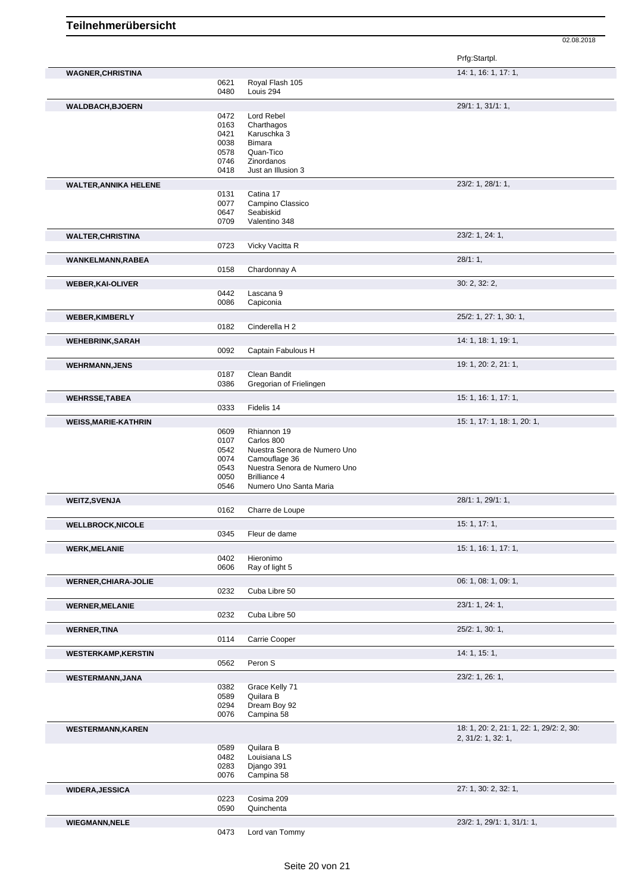# Teilnehmerübersicht

02.08.2018

| Name | Nr. | Pferd | Prfg:Startpl. |
|---|---|---|---|
| **WAGNER,CHRISTINA** | | | 14: 1, 16: 1, 17: 1, |
| | 0621 | Royal Flash 105 | |
| | 0480 | Louis 294 | |
| **WALDBACH,BJOERN** | | | 29/1: 1, 31/1: 1, |
| | 0472 | Lord Rebel | |
| | 0163 | Charthagos | |
| | 0421 | Karuschka 3 | |
| | 0038 | Bimara | |
| | 0578 | Quan-Tico | |
| | 0746 | Zinordanos | |
| | 0418 | Just an Illusion 3 | |
| **WALTER,ANNIKA HELENE** | | | 23/2: 1, 28/1: 1, |
| | 0131 | Catina 17 | |
| | 0077 | Campino Classico | |
| | 0647 | Seabiskid | |
| | 0709 | Valentino 348 | |
| **WALTER,CHRISTINA** | | | 23/2: 1, 24: 1, |
| | 0723 | Vicky Vacitta R | |
| **WANKELMANN,RABEA** | | | 28/1: 1, |
| | 0158 | Chardonnay A | |
| **WEBER,KAI-OLIVER** | | | 30: 2, 32: 2, |
| | 0442 | Lascana 9 | |
| | 0086 | Capiconia | |
| **WEBER,KIMBERLY** | | | 25/2: 1, 27: 1, 30: 1, |
| | 0182 | Cinderella H 2 | |
| **WEHEBRINK,SARAH** | | | 14: 1, 18: 1, 19: 1, |
| | 0092 | Captain Fabulous H | |
| **WEHRMANN,JENS** | | | 19: 1, 20: 2, 21: 1, |
| | 0187 | Clean Bandit | |
| | 0386 | Gregorian of Frielingen | |
| **WEHRSSE,TABEA** | | | 15: 1, 16: 1, 17: 1, |
| | 0333 | Fidelis 14 | |
| **WEISS,MARIE-KATHRIN** | | | 15: 1, 17: 1, 18: 1, 20: 1, |
| | 0609 | Rhiannon 19 | |
| | 0107 | Carlos 800 | |
| | 0542 | Nuestra Senora de Numero Uno | |
| | 0074 | Camouflage 36 | |
| | 0543 | Nuestra Senora de Numero Uno | |
| | 0050 | Brilliance 4 | |
| | 0546 | Numero Uno Santa Maria | |
| **WEITZ,SVENJA** | | | 28/1: 1, 29/1: 1, |
| | 0162 | Charre de Loupe | |
| **WELLBROCK,NICOLE** | | | 15: 1, 17: 1, |
| | 0345 | Fleur de dame | |
| **WERK,MELANIE** | | | 15: 1, 16: 1, 17: 1, |
| | 0402 | Hieronimo | |
| | 0606 | Ray of light 5 | |
| **WERNER,CHIARA-JOLIE** | | | 06: 1, 08: 1, 09: 1, |
| | 0232 | Cuba Libre 50 | |
| **WERNER,MELANIE** | | | 23/1: 1, 24: 1, |
| | 0232 | Cuba Libre 50 | |
| **WERNER,TINA** | | | 25/2: 1, 30: 1, |
| | 0114 | Carrie Cooper | |
| **WESTERKAMP,KERSTIN** | | | 14: 1, 15: 1, |
| | 0562 | Peron S | |
| **WESTERMANN,JANA** | | | 23/2: 1, 26: 1, |
| | 0382 | Grace Kelly 71 | |
| | 0589 | Quilara B | |
| | 0294 | Dream Boy 92 | |
| | 0076 | Campina 58 | |
| **WESTERMANN,KAREN** | | | 18: 1, 20: 2, 21: 1, 22: 1, 29/2: 2, 30: 2, 31/2: 1, 32: 1, |
| | 0589 | Quilara B | |
| | 0482 | Louisiana LS | |
| | 0283 | Django 391 | |
| | 0076 | Campina 58 | |
| **WIDERA,JESSICA** | | | 27: 1, 30: 2, 32: 1, |
| | 0223 | Cosima 209 | |
| | 0590 | Quinchenta | |
| **WIEGMANN,NELE** | | | 23/2: 1, 29/1: 1, 31/1: 1, |
| | 0473 | Lord van Tommy | |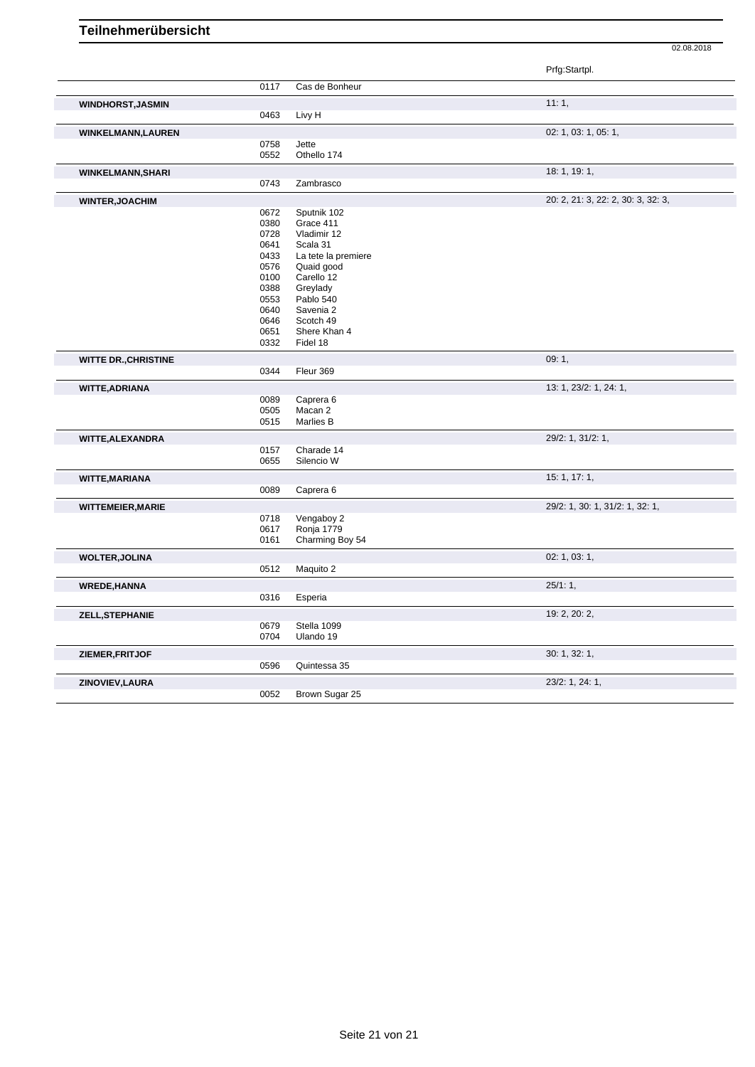# Teilnehmerübersicht

02.08.2018

| | | | Prfg:Startpl. |
|---|---|---|---|
| | 0117 | Cas de Bonheur | |
| **WINDHORST,JASMIN** | | | 11: 1, |
| | 0463 | Livy H | |
| **WINKELMANN,LAUREN** | | | 02: 1, 03: 1, 05: 1, |
| | 0758 | Jette | |
| | 0552 | Othello 174 | |
| **WINKELMANN,SHARI** | | | 18: 1, 19: 1, |
| | 0743 | Zambrasco | |
| **WINTER,JOACHIM** | | | 20: 2, 21: 3, 22: 2, 30: 3, 32: 3, |
| | 0672 | Sputnik 102 | |
| | 0380 | Grace 411 | |
| | 0728 | Vladimir 12 | |
| | 0641 | Scala 31 | |
| | 0433 | La tete la premiere | |
| | 0576 | Quaid good | |
| | 0100 | Carello 12 | |
| | 0388 | Greylady | |
| | 0553 | Pablo 540 | |
| | 0640 | Savenia 2 | |
| | 0646 | Scotch 49 | |
| | 0651 | Shere Khan 4 | |
| | 0332 | Fidel 18 | |
| **WITTE DR.,CHRISTINE** | | | 09: 1, |
| | 0344 | Fleur 369 | |
| **WITTE,ADRIANA** | | | 13: 1, 23/2: 1, 24: 1, |
| | 0089 | Caprera 6 | |
| | 0505 | Macan 2 | |
| | 0515 | Marlies B | |
| **WITTE,ALEXANDRA** | | | 29/2: 1, 31/2: 1, |
| | 0157 | Charade 14 | |
| | 0655 | Silencio W | |
| **WITTE,MARIANA** | | | 15: 1, 17: 1, |
| | 0089 | Caprera 6 | |
| **WITTEMEIER,MARIE** | | | 29/2: 1, 30: 1, 31/2: 1, 32: 1, |
| | 0718 | Vengaboy 2 | |
| | 0617 | Ronja 1779 | |
| | 0161 | Charming Boy 54 | |
| **WOLTER,JOLINA** | | | 02: 1, 03: 1, |
| | 0512 | Maquito 2 | |
| **WREDE,HANNA** | | | 25/1: 1, |
| | 0316 | Esperia | |
| **ZELL,STEPHANIE** | | | 19: 2, 20: 2, |
| | 0679 | Stella 1099 | |
| | 0704 | Ulando 19 | |
| **ZIEMER,FRITJOF** | | | 30: 1, 32: 1, |
| | 0596 | Quintessa 35 | |
| **ZINOVIEV,LAURA** | | | 23/2: 1, 24: 1, |
| | 0052 | Brown Sugar 25 | |